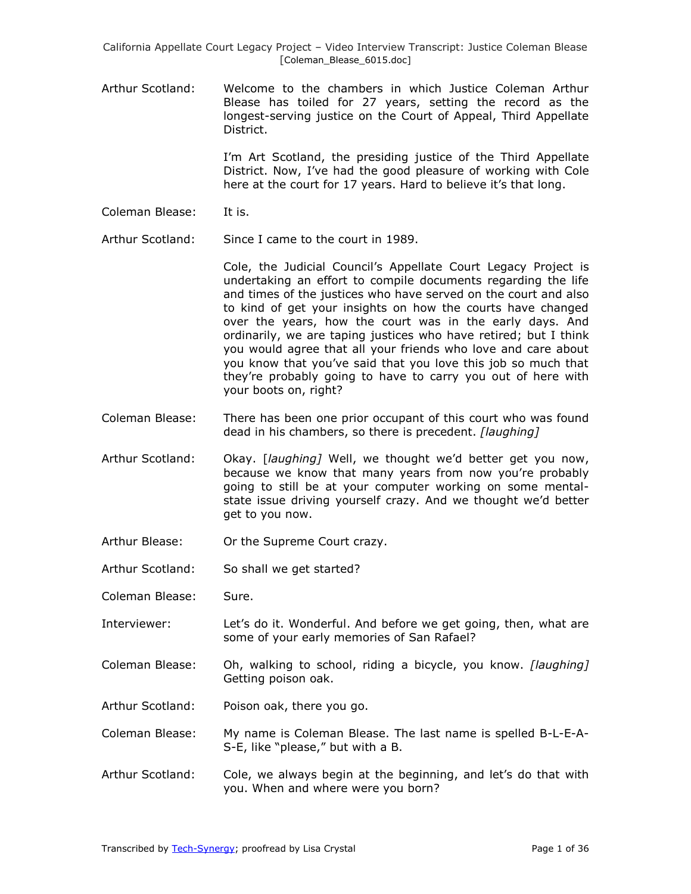Arthur Scotland: Welcome to the chambers in which Justice Coleman Arthur Blease has toiled for 27 years, setting the record as the longest-serving justice on the Court of Appeal, Third Appellate District.

I'm Art Scotland, the presiding justice of the Third Appellate District. Now, I've had the good pleasure of working with Cole here at the court for 17 years. Hard to believe it's that long.

Coleman Blease: It is.

Arthur Scotland: Since I came to the court in 1989.

Cole, the Judicial Council's Appellate Court Legacy Project is undertaking an effort to compile documents regarding the life and times of the justices who have served on the court and also to kind of get your insights on how the courts have changed over the years, how the court was in the early days. And ordinarily, we are taping justices who have retired; but I think you would agree that all your friends who love and care about you know that you've said that you love this job so much that they're probably going to have to carry you out of here with your boots on, right?

Coleman Blease: There has been one prior occupant of this court who was found dead in his chambers, so there is precedent. *[laughing]*

Arthur Scotland: Okay. [*laughing]* Well, we thought we'd better get you now, because we know that many years from now you're probably going to still be at your computer working on some mental-state issue driving yourself crazy. And we thought we'd better get to you now.

Arthur Blease: Or the Supreme Court crazy.

Arthur Scotland: So shall we get started?

Coleman Blease: Sure.

Interviewer: Let's do it. Wonderful. And before we get going, then, what are some of your early memories of San Rafael?

Coleman Blease: Oh, walking to school, riding a bicycle, you know. *[laughing]* Getting poison oak.

Arthur Scotland: Poison oak, there you go.

Coleman Blease: My name is Coleman Blease. The last name is spelled B-L-E-A-S-E, like "please," but with a B.

Arthur Scotland: Cole, we always begin at the beginning, and let's do that with you. When and where were you born?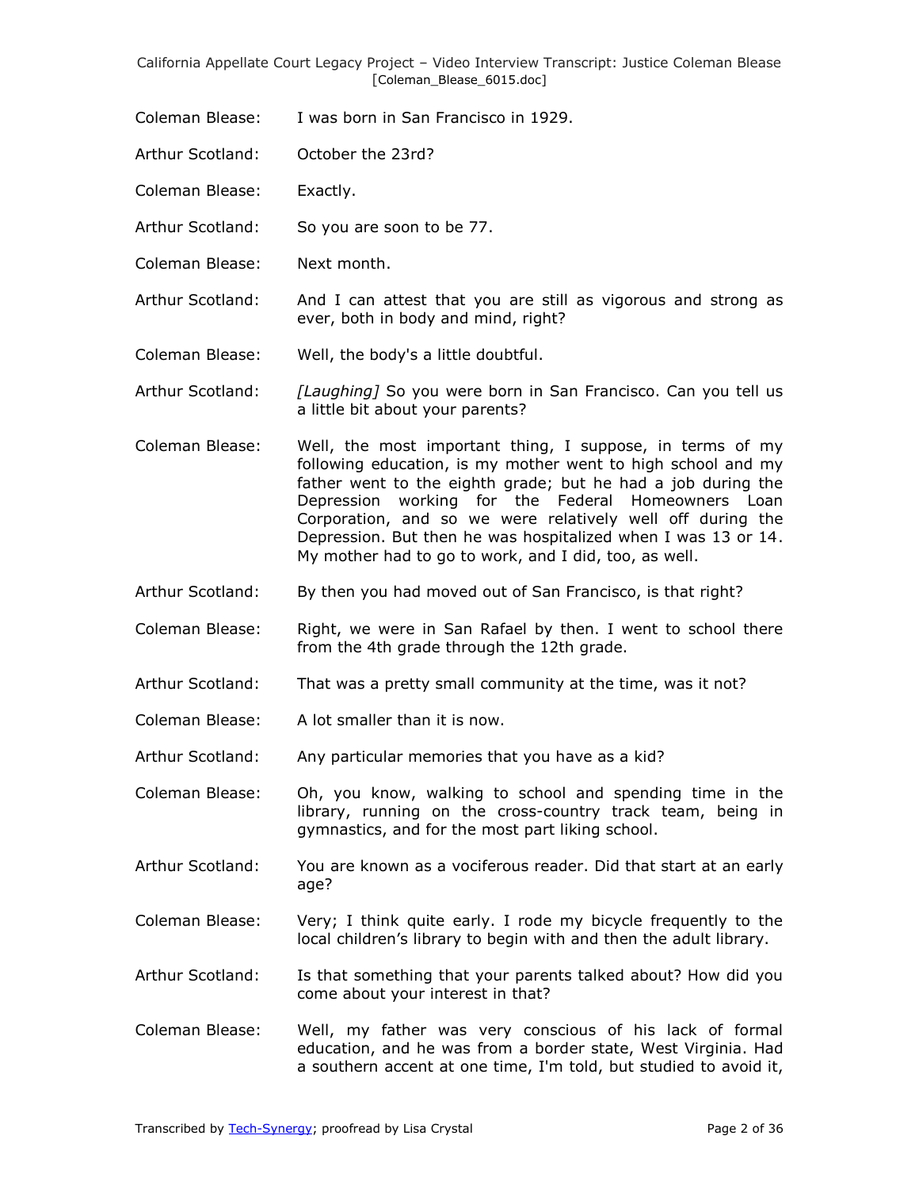Coleman Blease: I was born in San Francisco in 1929.

Arthur Scotland: October the 23rd?

Coleman Blease: Exactly.

Arthur Scotland: So you are soon to be 77.

Coleman Blease: Next month.

Arthur Scotland: And I can attest that you are still as vigorous and strong as ever, both in body and mind, right?

Coleman Blease: Well, the body's a little doubtful.

Arthur Scotland: *[Laughing]* So you were born in San Francisco. Can you tell us a little bit about your parents?

Coleman Blease: Well, the most important thing, I suppose, in terms of my following education, is my mother went to high school and my father went to the eighth grade; but he had a job during the Depression working for the Federal Homeowners Loan Corporation, and so we were relatively well off during the Depression. But then he was hospitalized when I was 13 or 14. My mother had to go to work, and I did, too, as well.

Arthur Scotland: By then you had moved out of San Francisco, is that right?

Coleman Blease: Right, we were in San Rafael by then. I went to school there from the 4th grade through the 12th grade.

Arthur Scotland: That was a pretty small community at the time, was it not?

Coleman Blease: A lot smaller than it is now.

Arthur Scotland: Any particular memories that you have as a kid?

Coleman Blease: Oh, you know, walking to school and spending time in the library, running on the cross-country track team, being in gymnastics, and for the most part liking school.

Arthur Scotland: You are known as a vociferous reader. Did that start at an early age?

Coleman Blease: Very; I think quite early. I rode my bicycle frequently to the local children's library to begin with and then the adult library.

Arthur Scotland: Is that something that your parents talked about? How did you come about your interest in that?

Coleman Blease: Well, my father was very conscious of his lack of formal education, and he was from a border state, West Virginia. Had a southern accent at one time, I'm told, but studied to avoid it,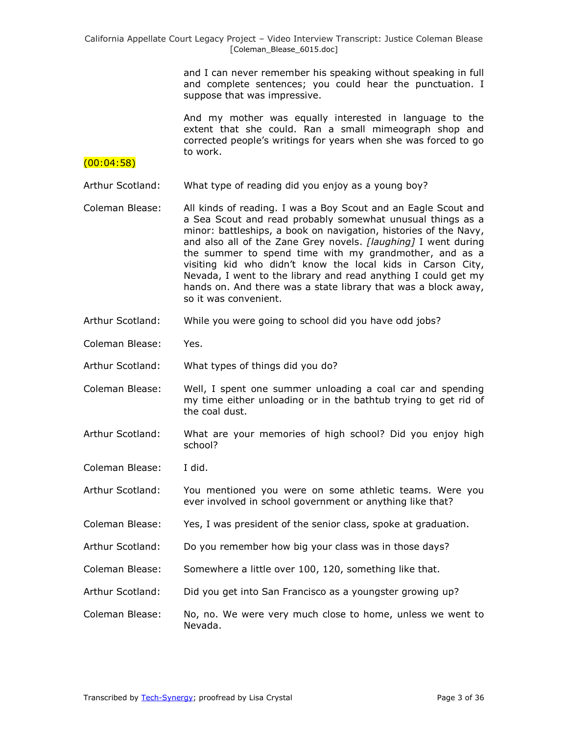and I can never remember his speaking without speaking in full and complete sentences; you could hear the punctuation. I suppose that was impressive.

And my mother was equally interested in language to the extent that she could. Ran a small mimeograph shop and corrected people's writings for years when she was forced to go to work.

(00:04:58)

**Arthur Scotland:** What type of reading did you enjoy as a young boy?

**Coleman Blease:** All kinds of reading. I was a Boy Scout and an Eagle Scout and a Sea Scout and read probably somewhat unusual things as a minor: battleships, a book on navigation, histories of the Navy, and also all of the Zane Grey novels. *[laughing]* I went during the summer to spend time with my grandmother, and as a visiting kid who didn't know the local kids in Carson City, Nevada, I went to the library and read anything I could get my hands on. And there was a state library that was a block away, so it was convenient.

**Arthur Scotland:** While you were going to school did you have odd jobs?

**Coleman Blease:** Yes.

**Arthur Scotland:** What types of things did you do?

**Coleman Blease:** Well, I spent one summer unloading a coal car and spending my time either unloading or in the bathtub trying to get rid of the coal dust.

**Arthur Scotland:** What are your memories of high school? Did you enjoy high school?

**Coleman Blease:** I did.

**Arthur Scotland:** You mentioned you were on some athletic teams. Were you ever involved in school government or anything like that?

**Coleman Blease:** Yes, I was president of the senior class, spoke at graduation.

**Arthur Scotland:** Do you remember how big your class was in those days?

**Coleman Blease:** Somewhere a little over 100, 120, something like that.

**Arthur Scotland:** Did you get into San Francisco as a youngster growing up?

**Coleman Blease:** No, no. We were very much close to home, unless we went to Nevada.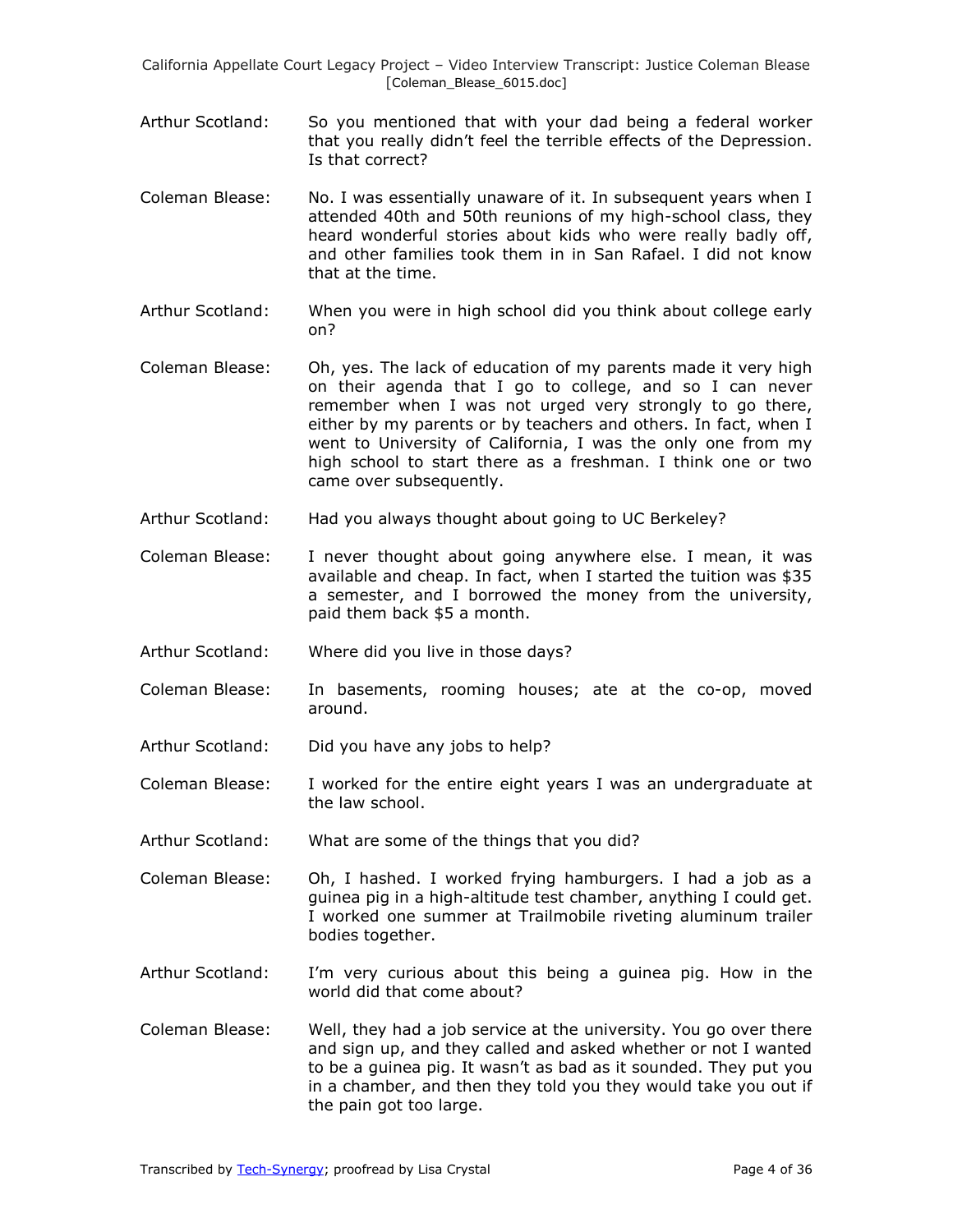Arthur Scotland: So you mentioned that with your dad being a federal worker that you really didn't feel the terrible effects of the Depression. Is that correct?

Coleman Blease: No. I was essentially unaware of it. In subsequent years when I attended 40th and 50th reunions of my high-school class, they heard wonderful stories about kids who were really badly off, and other families took them in in San Rafael. I did not know that at the time.

Arthur Scotland: When you were in high school did you think about college early on?

Coleman Blease: Oh, yes. The lack of education of my parents made it very high on their agenda that I go to college, and so I can never remember when I was not urged very strongly to go there, either by my parents or by teachers and others. In fact, when I went to University of California, I was the only one from my high school to start there as a freshman. I think one or two came over subsequently.

Arthur Scotland: Had you always thought about going to UC Berkeley?

Coleman Blease: I never thought about going anywhere else. I mean, it was available and cheap. In fact, when I started the tuition was $35 a semester, and I borrowed the money from the university, paid them back $5 a month.

Arthur Scotland: Where did you live in those days?

Coleman Blease: In basements, rooming houses; ate at the co-op, moved around.

Arthur Scotland: Did you have any jobs to help?

Coleman Blease: I worked for the entire eight years I was an undergraduate at the law school.

Arthur Scotland: What are some of the things that you did?

Coleman Blease: Oh, I hashed. I worked frying hamburgers. I had a job as a guinea pig in a high-altitude test chamber, anything I could get. I worked one summer at Trailmobile riveting aluminum trailer bodies together.

Arthur Scotland: I'm very curious about this being a guinea pig. How in the world did that come about?

Coleman Blease: Well, they had a job service at the university. You go over there and sign up, and they called and asked whether or not I wanted to be a guinea pig. It wasn't as bad as it sounded. They put you in a chamber, and then they told you they would take you out if the pain got too large.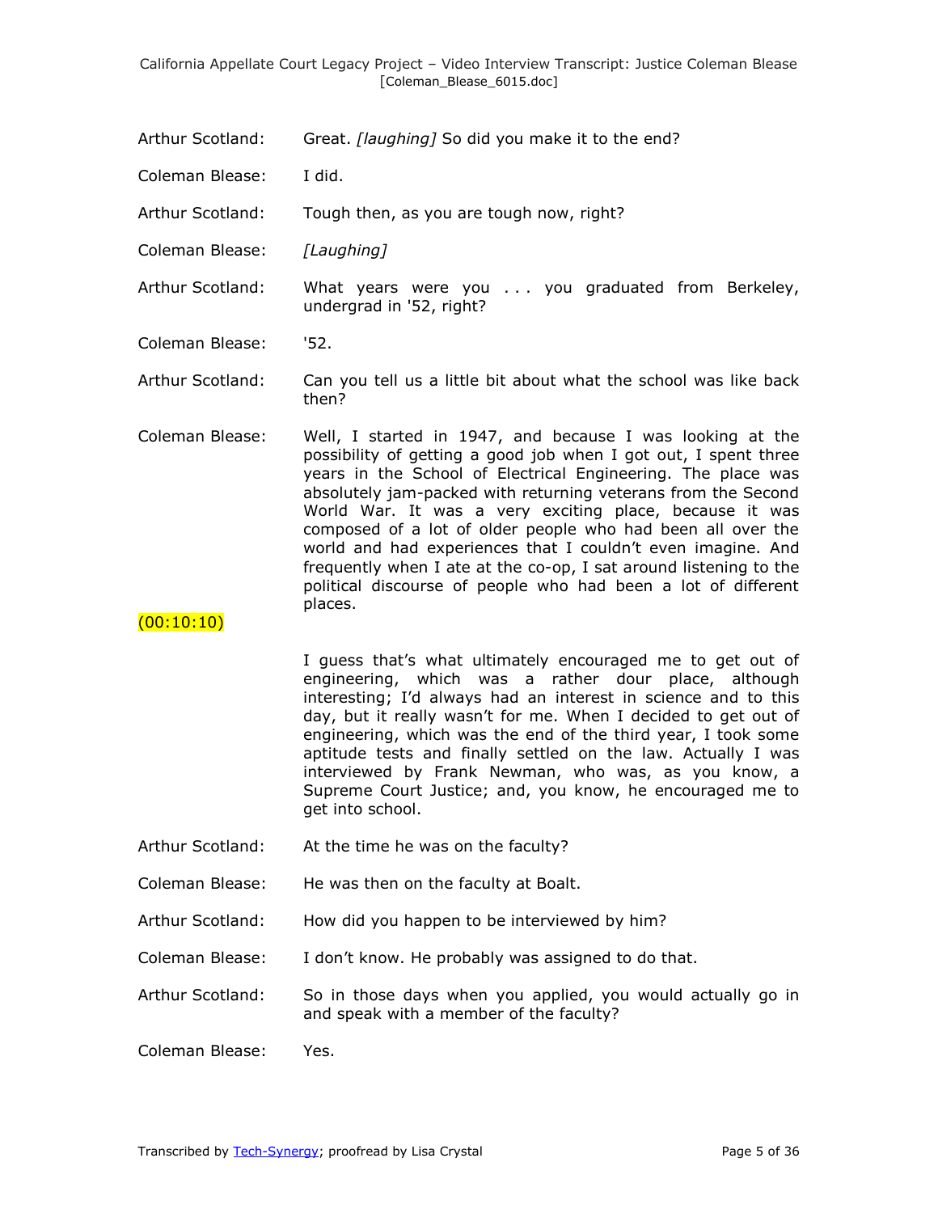Arthur Scotland: Great. *[laughing]* So did you make it to the end?

Coleman Blease: I did.

Arthur Scotland: Tough then, as you are tough now, right?

Coleman Blease: *[Laughing]*

Arthur Scotland: What years were you . . . you graduated from Berkeley, undergrad in '52, right?

Coleman Blease: '52.

Arthur Scotland: Can you tell us a little bit about what the school was like back then?

Coleman Blease: Well, I started in 1947, and because I was looking at the possibility of getting a good job when I got out, I spent three years in the School of Electrical Engineering. The place was absolutely jam-packed with returning veterans from the Second World War. It was a very exciting place, because it was composed of a lot of older people who had been all over the world and had experiences that I couldn't even imagine. And frequently when I ate at the co-op, I sat around listening to the political discourse of people who had been a lot of different places.

(00:10:10)

I guess that's what ultimately encouraged me to get out of engineering, which was a rather dour place, although interesting; I'd always had an interest in science and to this day, but it really wasn't for me. When I decided to get out of engineering, which was the end of the third year, I took some aptitude tests and finally settled on the law. Actually I was interviewed by Frank Newman, who was, as you know, a Supreme Court Justice; and, you know, he encouraged me to get into school.

Arthur Scotland: At the time he was on the faculty?

Coleman Blease: He was then on the faculty at Boalt.

Arthur Scotland: How did you happen to be interviewed by him?

Coleman Blease: I don't know. He probably was assigned to do that.

Arthur Scotland: So in those days when you applied, you would actually go in and speak with a member of the faculty?

Coleman Blease: Yes.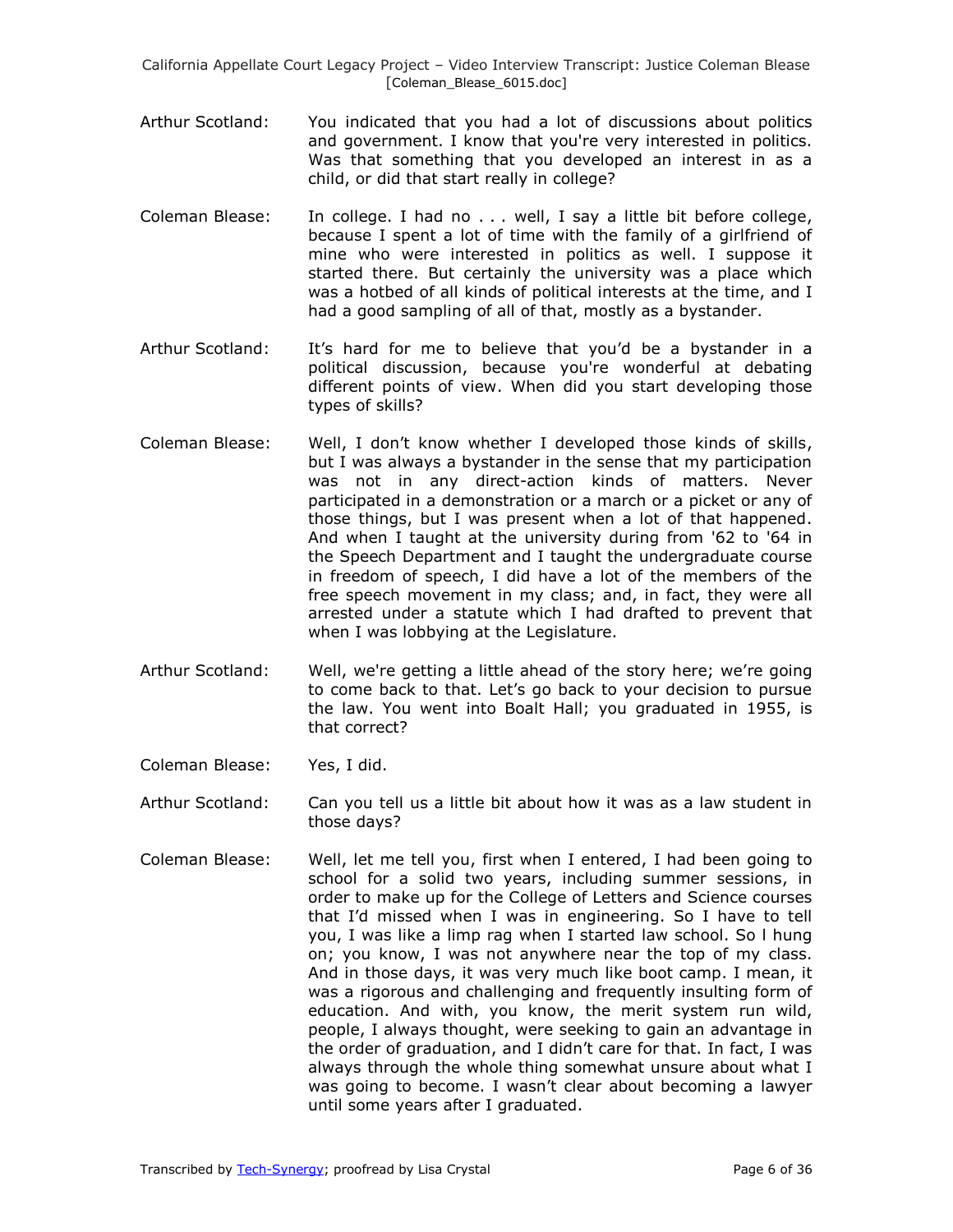Arthur Scotland: You indicated that you had a lot of discussions about politics and government. I know that you're very interested in politics. Was that something that you developed an interest in as a child, or did that start really in college?

Coleman Blease: In college. I had no . . . well, I say a little bit before college, because I spent a lot of time with the family of a girlfriend of mine who were interested in politics as well. I suppose it started there. But certainly the university was a place which was a hotbed of all kinds of political interests at the time, and I had a good sampling of all of that, mostly as a bystander.

Arthur Scotland: It's hard for me to believe that you'd be a bystander in a political discussion, because you're wonderful at debating different points of view. When did you start developing those types of skills?

Coleman Blease: Well, I don't know whether I developed those kinds of skills, but I was always a bystander in the sense that my participation was not in any direct-action kinds of matters. Never participated in a demonstration or a march or a picket or any of those things, but I was present when a lot of that happened. And when I taught at the university during from '62 to '64 in the Speech Department and I taught the undergraduate course in freedom of speech, I did have a lot of the members of the free speech movement in my class; and, in fact, they were all arrested under a statute which I had drafted to prevent that when I was lobbying at the Legislature.

Arthur Scotland: Well, we're getting a little ahead of the story here; we're going to come back to that. Let's go back to your decision to pursue the law. You went into Boalt Hall; you graduated in 1955, is that correct?

Coleman Blease: Yes, I did.

Arthur Scotland: Can you tell us a little bit about how it was as a law student in those days?

Coleman Blease: Well, let me tell you, first when I entered, I had been going to school for a solid two years, including summer sessions, in order to make up for the College of Letters and Science courses that I'd missed when I was in engineering. So I have to tell you, I was like a limp rag when I started law school. So I hung on; you know, I was not anywhere near the top of my class. And in those days, it was very much like boot camp. I mean, it was a rigorous and challenging and frequently insulting form of education. And with, you know, the merit system run wild, people, I always thought, were seeking to gain an advantage in the order of graduation, and I didn't care for that. In fact, I was always through the whole thing somewhat unsure about what I was going to become. I wasn't clear about becoming a lawyer until some years after I graduated.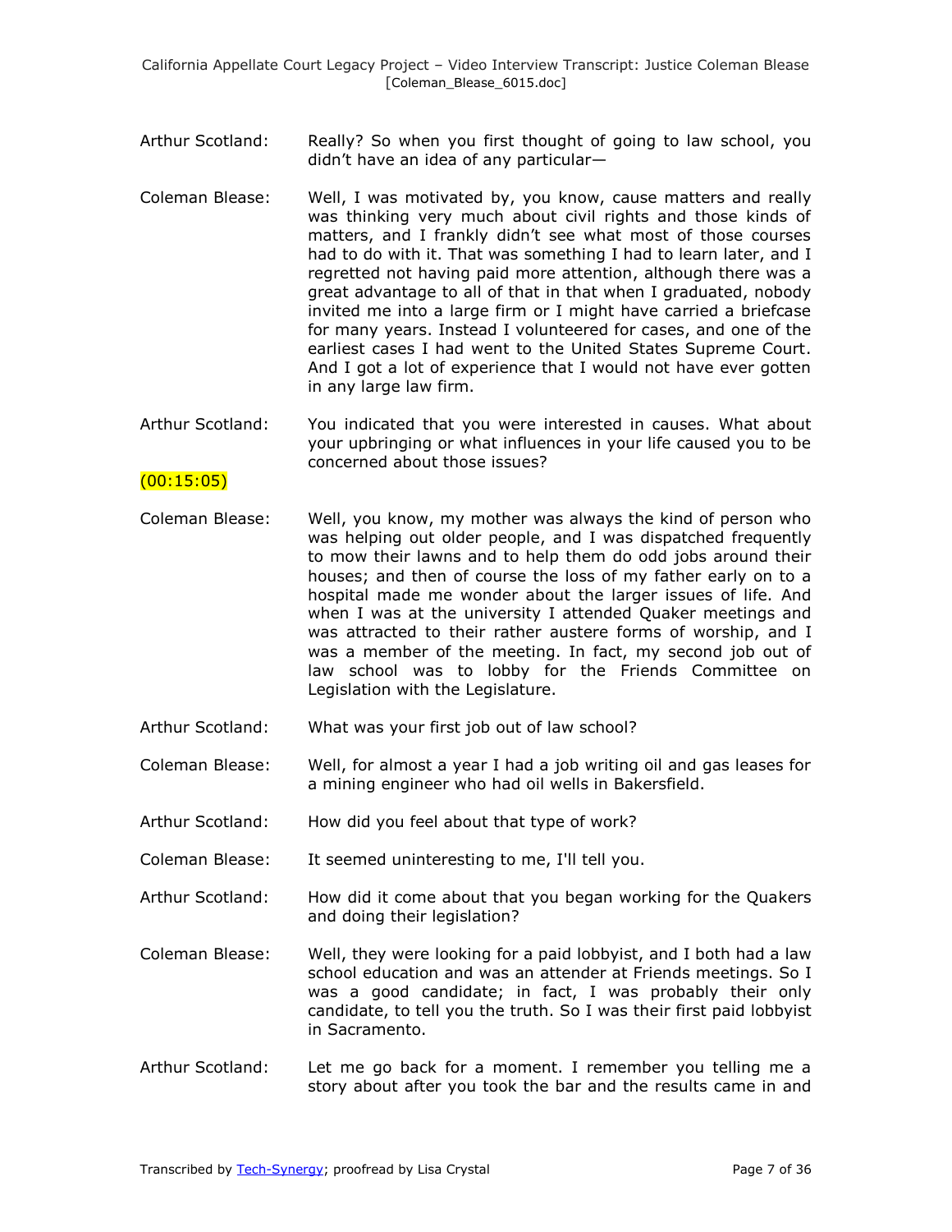Arthur Scotland: Really? So when you first thought of going to law school, you didn't have an idea of any particular—

Coleman Blease: Well, I was motivated by, you know, cause matters and really was thinking very much about civil rights and those kinds of matters, and I frankly didn't see what most of those courses had to do with it. That was something I had to learn later, and I regretted not having paid more attention, although there was a great advantage to all of that in that when I graduated, nobody invited me into a large firm or I might have carried a briefcase for many years. Instead I volunteered for cases, and one of the earliest cases I had went to the United States Supreme Court. And I got a lot of experience that I would not have ever gotten in any large law firm.

Arthur Scotland: You indicated that you were interested in causes. What about your upbringing or what influences in your life caused you to be concerned about those issues?

(00:15:05)

Coleman Blease: Well, you know, my mother was always the kind of person who was helping out older people, and I was dispatched frequently to mow their lawns and to help them do odd jobs around their houses; and then of course the loss of my father early on to a hospital made me wonder about the larger issues of life. And when I was at the university I attended Quaker meetings and was attracted to their rather austere forms of worship, and I was a member of the meeting. In fact, my second job out of law school was to lobby for the Friends Committee on Legislation with the Legislature.

Arthur Scotland: What was your first job out of law school?

Coleman Blease: Well, for almost a year I had a job writing oil and gas leases for a mining engineer who had oil wells in Bakersfield.

Arthur Scotland: How did you feel about that type of work?

Coleman Blease: It seemed uninteresting to me, I'll tell you.

Arthur Scotland: How did it come about that you began working for the Quakers and doing their legislation?

Coleman Blease: Well, they were looking for a paid lobbyist, and I both had a law school education and was an attender at Friends meetings. So I was a good candidate; in fact, I was probably their only candidate, to tell you the truth. So I was their first paid lobbyist in Sacramento.

Arthur Scotland: Let me go back for a moment. I remember you telling me a story about after you took the bar and the results came in and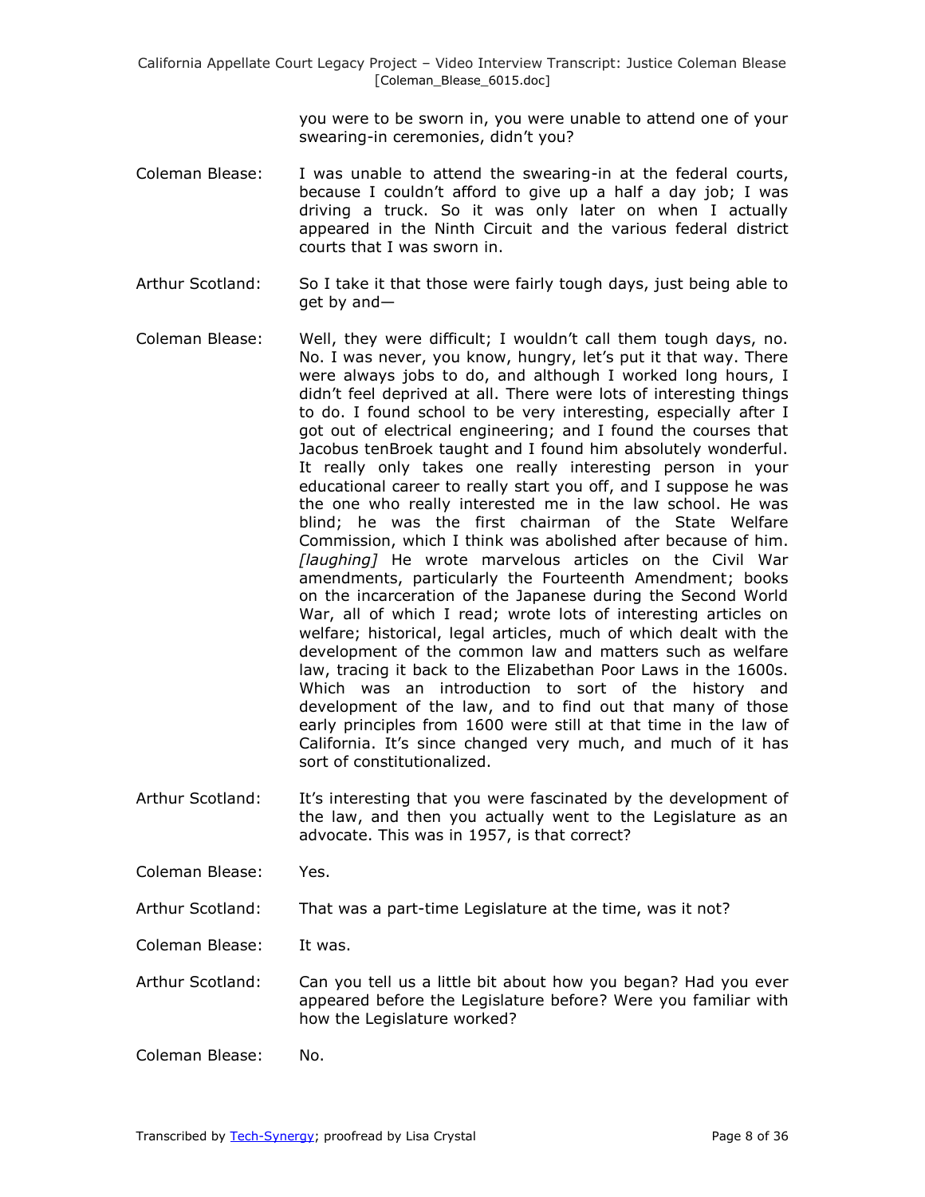you were to be sworn in, you were unable to attend one of your swearing-in ceremonies, didn't you?

Coleman Blease: I was unable to attend the swearing-in at the federal courts, because I couldn't afford to give up a half a day job; I was driving a truck. So it was only later on when I actually appeared in the Ninth Circuit and the various federal district courts that I was sworn in.

Arthur Scotland: So I take it that those were fairly tough days, just being able to get by and—

Coleman Blease: Well, they were difficult; I wouldn't call them tough days, no. No. I was never, you know, hungry, let's put it that way. There were always jobs to do, and although I worked long hours, I didn't feel deprived at all. There were lots of interesting things to do. I found school to be very interesting, especially after I got out of electrical engineering; and I found the courses that Jacobus tenBroek taught and I found him absolutely wonderful. It really only takes one really interesting person in your educational career to really start you off, and I suppose he was the one who really interested me in the law school. He was blind; he was the first chairman of the State Welfare Commission, which I think was abolished after because of him. *[laughing]* He wrote marvelous articles on the Civil War amendments, particularly the Fourteenth Amendment; books on the incarceration of the Japanese during the Second World War, all of which I read; wrote lots of interesting articles on welfare; historical, legal articles, much of which dealt with the development of the common law and matters such as welfare law, tracing it back to the Elizabethan Poor Laws in the 1600s. Which was an introduction to sort of the history and development of the law, and to find out that many of those early principles from 1600 were still at that time in the law of California. It's since changed very much, and much of it has sort of constitutionalized.

Arthur Scotland: It's interesting that you were fascinated by the development of the law, and then you actually went to the Legislature as an advocate. This was in 1957, is that correct?

Coleman Blease: Yes.

Arthur Scotland: That was a part-time Legislature at the time, was it not?

Coleman Blease: It was.

Arthur Scotland: Can you tell us a little bit about how you began? Had you ever appeared before the Legislature before? Were you familiar with how the Legislature worked?

Coleman Blease: No.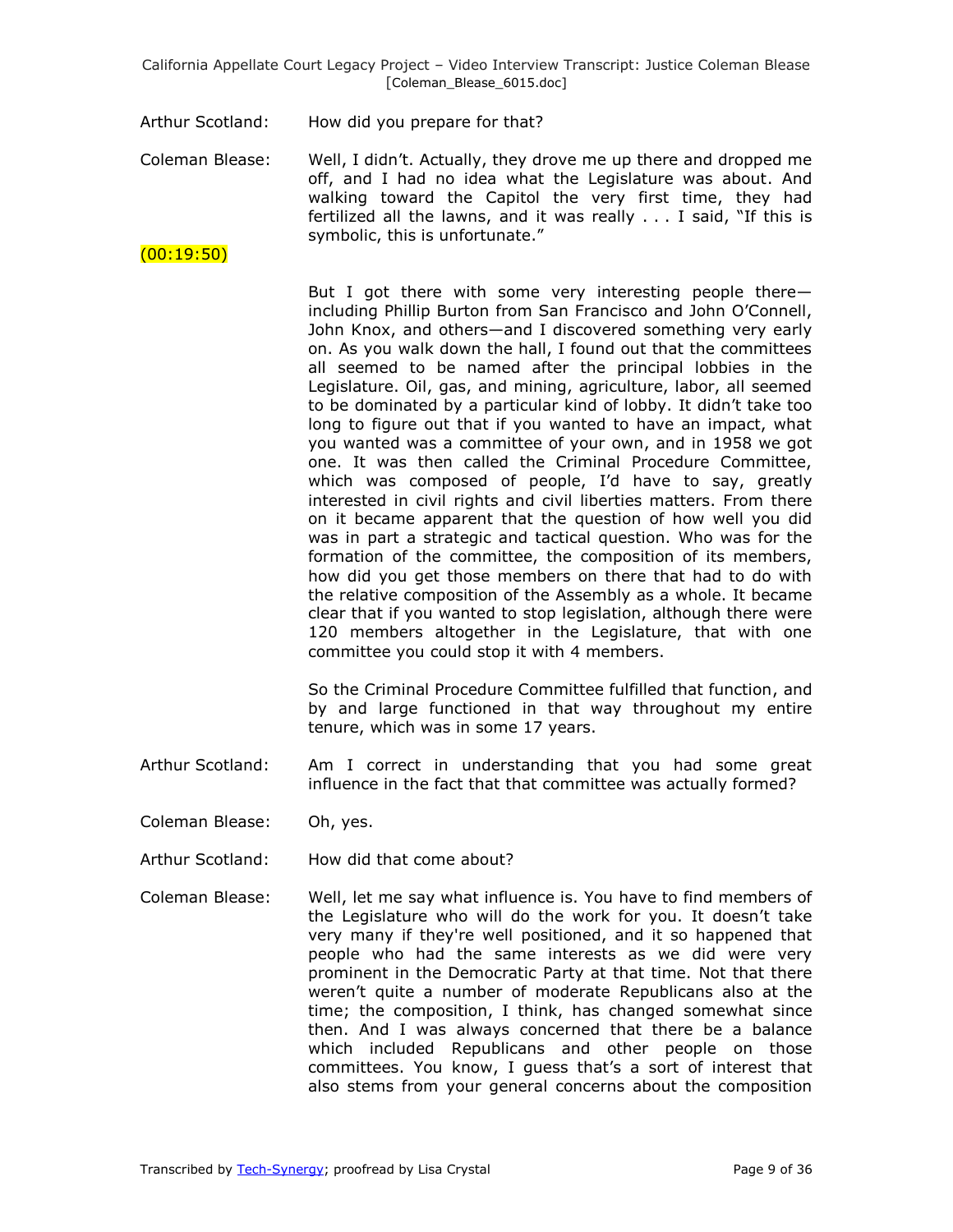Arthur Scotland: How did you prepare for that?

Coleman Blease: Well, I didn't. Actually, they drove me up there and dropped me off, and I had no idea what the Legislature was about. And walking toward the Capitol the very first time, they had fertilized all the lawns, and it was really . . . I said, "If this is symbolic, this is unfortunate."

(00:19:50)

But I got there with some very interesting people there—including Phillip Burton from San Francisco and John O'Connell, John Knox, and others—and I discovered something very early on. As you walk down the hall, I found out that the committees all seemed to be named after the principal lobbies in the Legislature. Oil, gas, and mining, agriculture, labor, all seemed to be dominated by a particular kind of lobby. It didn't take too long to figure out that if you wanted to have an impact, what you wanted was a committee of your own, and in 1958 we got one. It was then called the Criminal Procedure Committee, which was composed of people, I'd have to say, greatly interested in civil rights and civil liberties matters. From there on it became apparent that the question of how well you did was in part a strategic and tactical question. Who was for the formation of the committee, the composition of its members, how did you get those members on there that had to do with the relative composition of the Assembly as a whole. It became clear that if you wanted to stop legislation, although there were 120 members altogether in the Legislature, that with one committee you could stop it with 4 members.

So the Criminal Procedure Committee fulfilled that function, and by and large functioned in that way throughout my entire tenure, which was in some 17 years.

Arthur Scotland: Am I correct in understanding that you had some great influence in the fact that that committee was actually formed?

Coleman Blease: Oh, yes.

Arthur Scotland: How did that come about?

Coleman Blease: Well, let me say what influence is. You have to find members of the Legislature who will do the work for you. It doesn't take very many if they're well positioned, and it so happened that people who had the same interests as we did were very prominent in the Democratic Party at that time. Not that there weren't quite a number of moderate Republicans also at the time; the composition, I think, has changed somewhat since then. And I was always concerned that there be a balance which included Republicans and other people on those committees. You know, I guess that's a sort of interest that also stems from your general concerns about the composition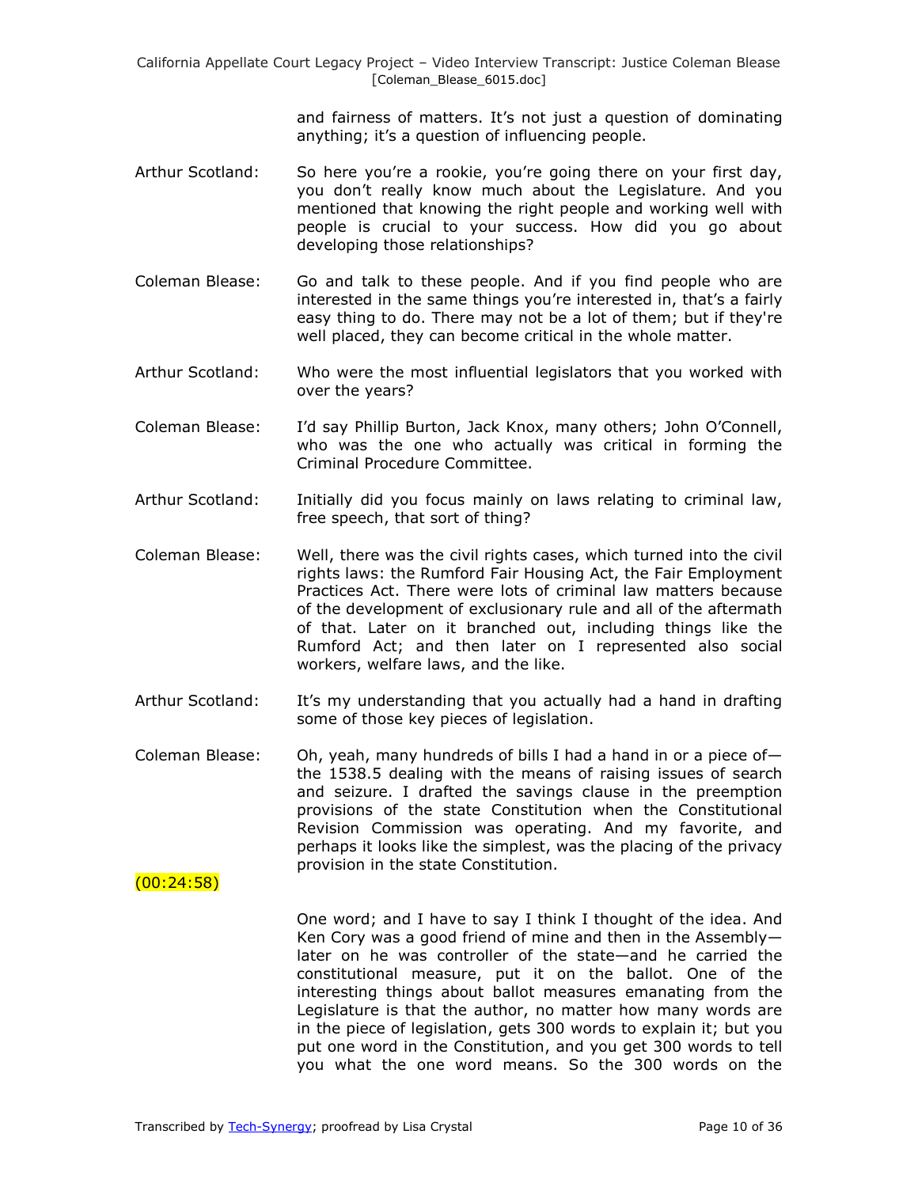and fairness of matters. It's not just a question of dominating anything; it's a question of influencing people.

Arthur Scotland: So here you're a rookie, you're going there on your first day, you don't really know much about the Legislature. And you mentioned that knowing the right people and working well with people is crucial to your success. How did you go about developing those relationships?

Coleman Blease: Go and talk to these people. And if you find people who are interested in the same things you're interested in, that's a fairly easy thing to do. There may not be a lot of them; but if they're well placed, they can become critical in the whole matter.

Arthur Scotland: Who were the most influential legislators that you worked with over the years?

Coleman Blease: I'd say Phillip Burton, Jack Knox, many others; John O'Connell, who was the one who actually was critical in forming the Criminal Procedure Committee.

Arthur Scotland: Initially did you focus mainly on laws relating to criminal law, free speech, that sort of thing?

Coleman Blease: Well, there was the civil rights cases, which turned into the civil rights laws: the Rumford Fair Housing Act, the Fair Employment Practices Act. There were lots of criminal law matters because of the development of exclusionary rule and all of the aftermath of that. Later on it branched out, including things like the Rumford Act; and then later on I represented also social workers, welfare laws, and the like.

Arthur Scotland: It's my understanding that you actually had a hand in drafting some of those key pieces of legislation.

Coleman Blease: Oh, yeah, many hundreds of bills I had a hand in or a piece of—the 1538.5 dealing with the means of raising issues of search and seizure. I drafted the savings clause in the preemption provisions of the state Constitution when the Constitutional Revision Commission was operating. And my favorite, and perhaps it looks like the simplest, was the placing of the privacy provision in the state Constitution.

(00:24:58)

One word; and I have to say I think I thought of the idea. And Ken Cory was a good friend of mine and then in the Assembly—later on he was controller of the state—and he carried the constitutional measure, put it on the ballot. One of the interesting things about ballot measures emanating from the Legislature is that the author, no matter how many words are in the piece of legislation, gets 300 words to explain it; but you put one word in the Constitution, and you get 300 words to tell you what the one word means. So the 300 words on the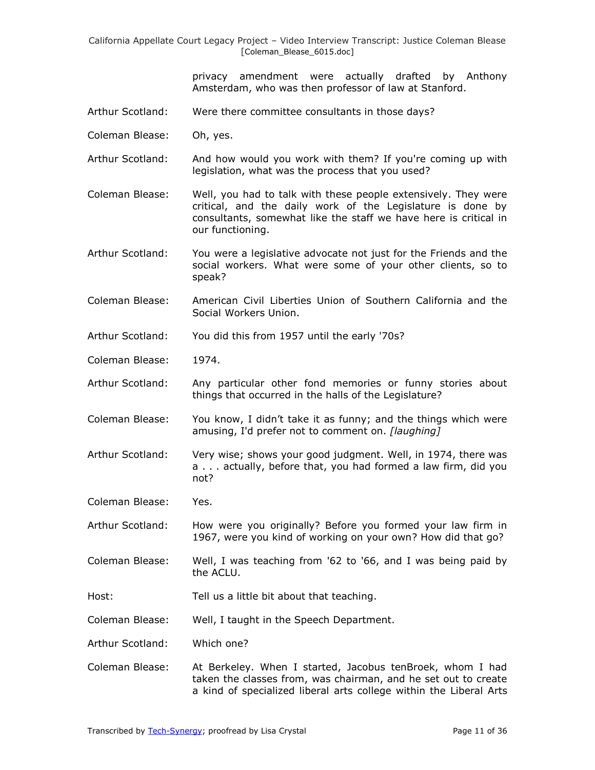privacy amendment were actually drafted by Anthony Amsterdam, who was then professor of law at Stanford.

Arthur Scotland: Were there committee consultants in those days?

Coleman Blease: Oh, yes.

Arthur Scotland: And how would you work with them? If you're coming up with legislation, what was the process that you used?

Coleman Blease: Well, you had to talk with these people extensively. They were critical, and the daily work of the Legislature is done by consultants, somewhat like the staff we have here is critical in our functioning.

Arthur Scotland: You were a legislative advocate not just for the Friends and the social workers. What were some of your other clients, so to speak?

Coleman Blease: American Civil Liberties Union of Southern California and the Social Workers Union.

Arthur Scotland: You did this from 1957 until the early '70s?

Coleman Blease: 1974.

Arthur Scotland: Any particular other fond memories or funny stories about things that occurred in the halls of the Legislature?

Coleman Blease: You know, I didn't take it as funny; and the things which were amusing, I'd prefer not to comment on. *[laughing]*

Arthur Scotland: Very wise; shows your good judgment. Well, in 1974, there was a . . . actually, before that, you had formed a law firm, did you not?

Coleman Blease: Yes.

Arthur Scotland: How were you originally? Before you formed your law firm in 1967, were you kind of working on your own? How did that go?

Coleman Blease: Well, I was teaching from '62 to '66, and I was being paid by the ACLU.

Host: Tell us a little bit about that teaching.

Coleman Blease: Well, I taught in the Speech Department.

Arthur Scotland: Which one?

Coleman Blease: At Berkeley. When I started, Jacobus tenBroek, whom I had taken the classes from, was chairman, and he set out to create a kind of specialized liberal arts college within the Liberal Arts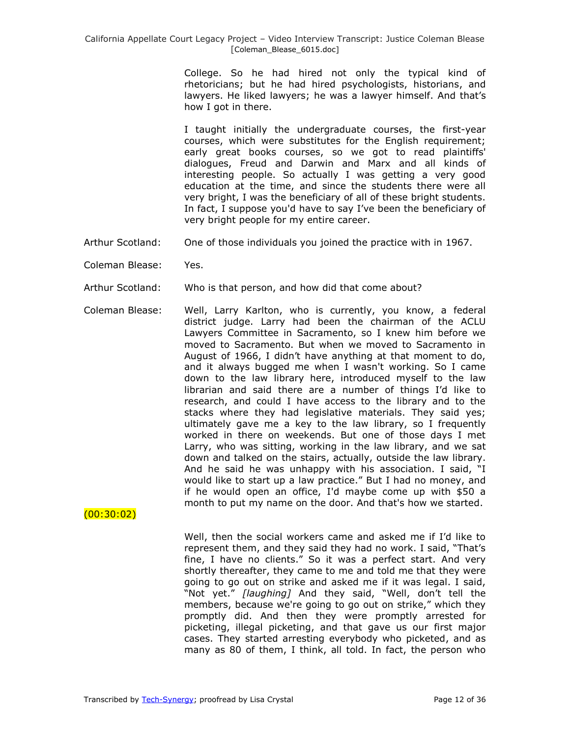College. So he had hired not only the typical kind of rhetoricians; but he had hired psychologists, historians, and lawyers. He liked lawyers; he was a lawyer himself. And that's how I got in there.

I taught initially the undergraduate courses, the first-year courses, which were substitutes for the English requirement; early great books courses, so we got to read plaintiffs' dialogues, Freud and Darwin and Marx and all kinds of interesting people. So actually I was getting a very good education at the time, and since the students there were all very bright, I was the beneficiary of all of these bright students. In fact, I suppose you'd have to say I've been the beneficiary of very bright people for my entire career.

Arthur Scotland: One of those individuals you joined the practice with in 1967.

Coleman Blease: Yes.

Arthur Scotland: Who is that person, and how did that come about?

Coleman Blease: Well, Larry Karlton, who is currently, you know, a federal district judge. Larry had been the chairman of the ACLU Lawyers Committee in Sacramento, so I knew him before we moved to Sacramento. But when we moved to Sacramento in August of 1966, I didn't have anything at that moment to do, and it always bugged me when I wasn't working. So I came down to the law library here, introduced myself to the law librarian and said there are a number of things I'd like to research, and could I have access to the library and to the stacks where they had legislative materials. They said yes; ultimately gave me a key to the law library, so I frequently worked in there on weekends. But one of those days I met Larry, who was sitting, working in the law library, and we sat down and talked on the stairs, actually, outside the law library. And he said he was unhappy with his association. I said, "I would like to start up a law practice." But I had no money, and if he would open an office, I'd maybe come up with $50 a month to put my name on the door. And that's how we started.

(00:30:02)

Well, then the social workers came and asked me if I'd like to represent them, and they said they had no work. I said, "That's fine, I have no clients." So it was a perfect start. And very shortly thereafter, they came to me and told me that they were going to go out on strike and asked me if it was legal. I said, "Not yet." *[laughing]* And they said, "Well, don't tell the members, because we're going to go out on strike," which they promptly did. And then they were promptly arrested for picketing, illegal picketing, and that gave us our first major cases. They started arresting everybody who picketed, and as many as 80 of them, I think, all told. In fact, the person who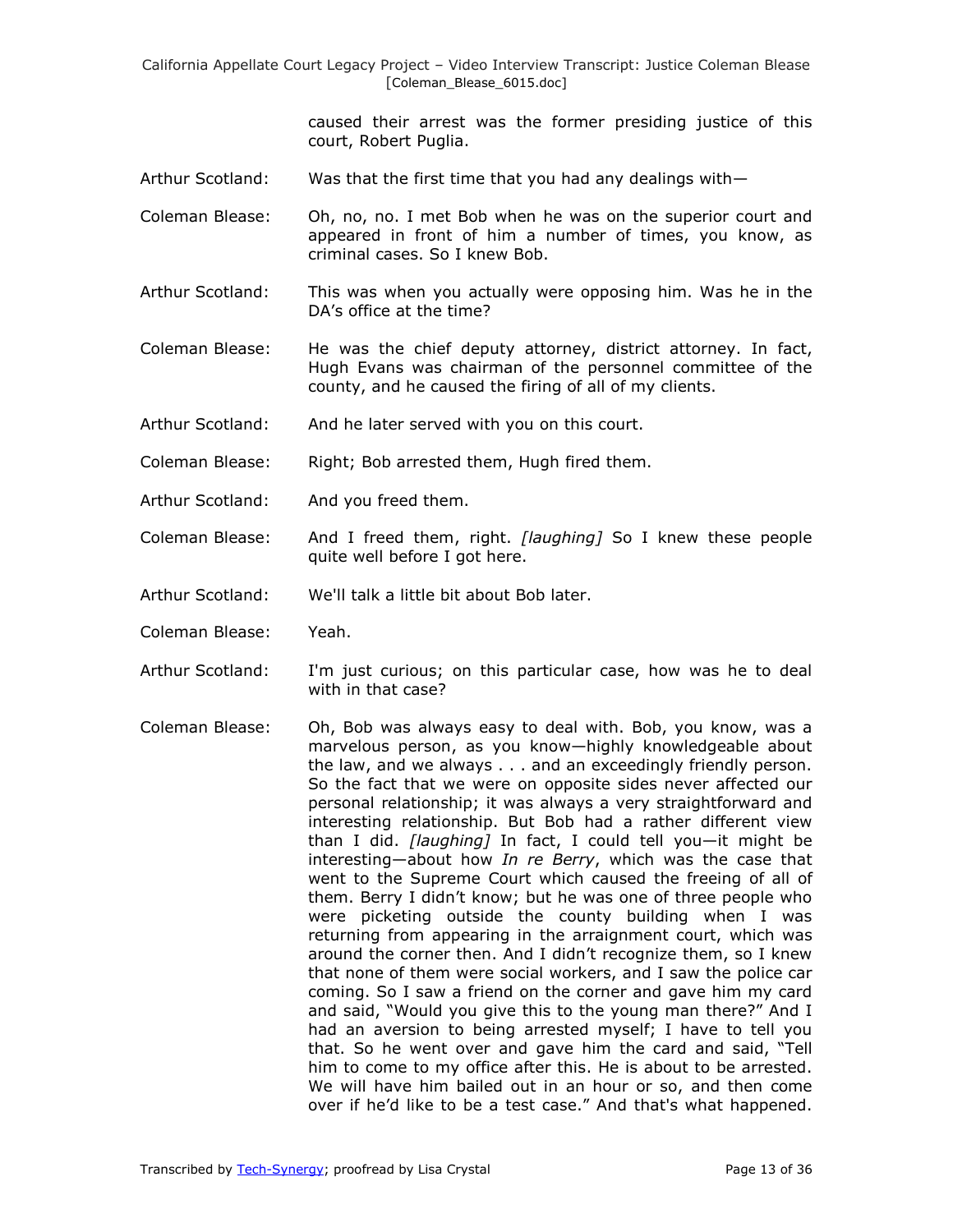caused their arrest was the former presiding justice of this court, Robert Puglia.

Arthur Scotland: Was that the first time that you had any dealings with—

Coleman Blease: Oh, no, no. I met Bob when he was on the superior court and appeared in front of him a number of times, you know, as criminal cases. So I knew Bob.

Arthur Scotland: This was when you actually were opposing him. Was he in the DA's office at the time?

Coleman Blease: He was the chief deputy attorney, district attorney. In fact, Hugh Evans was chairman of the personnel committee of the county, and he caused the firing of all of my clients.

Arthur Scotland: And he later served with you on this court.

Coleman Blease: Right; Bob arrested them, Hugh fired them.

Arthur Scotland: And you freed them.

Coleman Blease: And I freed them, right. *[laughing]* So I knew these people quite well before I got here.

Arthur Scotland: We'll talk a little bit about Bob later.

Coleman Blease: Yeah.

Arthur Scotland: I'm just curious; on this particular case, how was he to deal with in that case?

Coleman Blease: Oh, Bob was always easy to deal with. Bob, you know, was a marvelous person, as you know—highly knowledgeable about the law, and we always . . . and an exceedingly friendly person. So the fact that we were on opposite sides never affected our personal relationship; it was always a very straightforward and interesting relationship. But Bob had a rather different view than I did. *[laughing]* In fact, I could tell you—it might be interesting—about how *In re Berry*, which was the case that went to the Supreme Court which caused the freeing of all of them. Berry I didn't know; but he was one of three people who were picketing outside the county building when I was returning from appearing in the arraignment court, which was around the corner then. And I didn't recognize them, so I knew that none of them were social workers, and I saw the police car coming. So I saw a friend on the corner and gave him my card and said, "Would you give this to the young man there?" And I had an aversion to being arrested myself; I have to tell you that. So he went over and gave him the card and said, "Tell him to come to my office after this. He is about to be arrested. We will have him bailed out in an hour or so, and then come over if he'd like to be a test case." And that's what happened.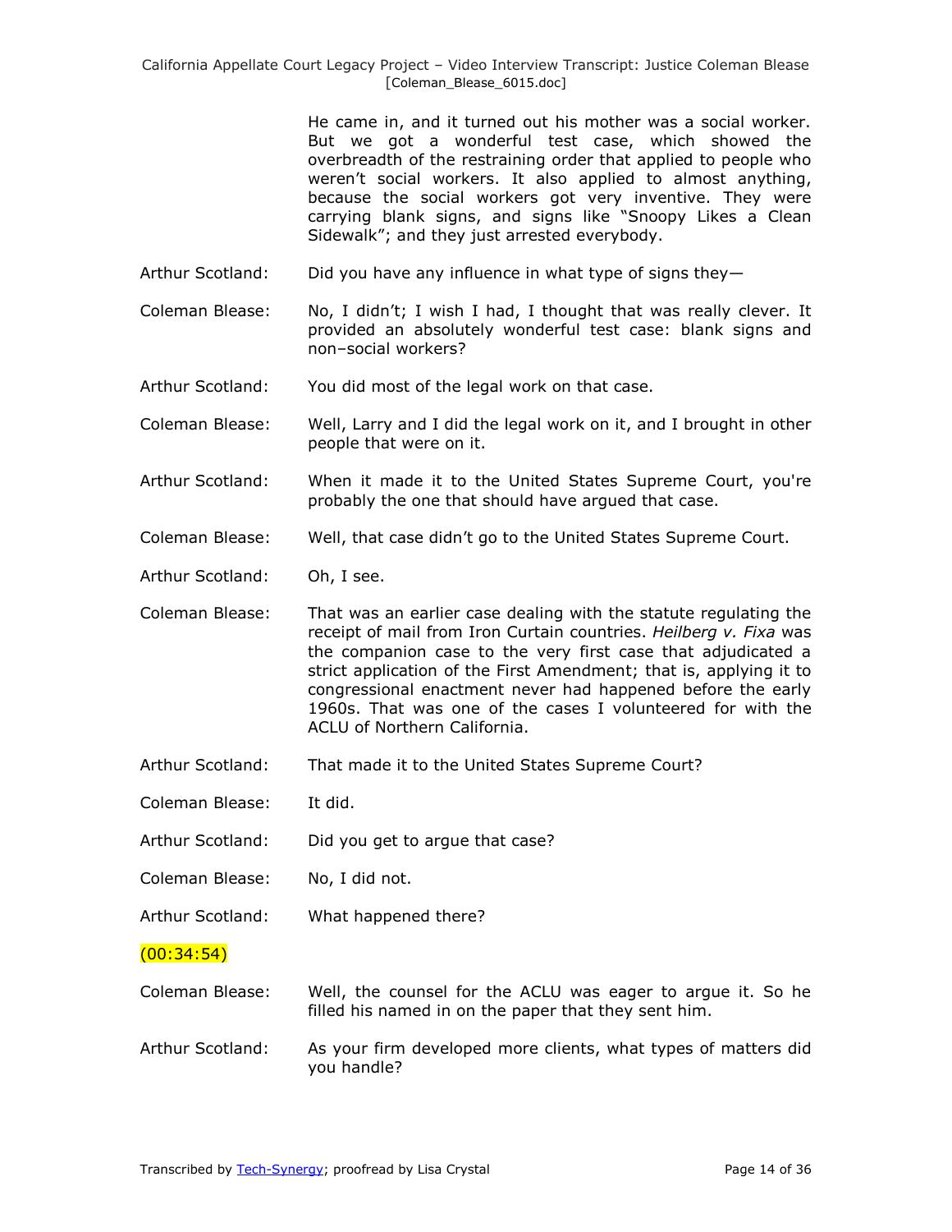He came in, and it turned out his mother was a social worker. But we got a wonderful test case, which showed the overbreadth of the restraining order that applied to people who weren't social workers. It also applied to almost anything, because the social workers got very inventive. They were carrying blank signs, and signs like "Snoopy Likes a Clean Sidewalk"; and they just arrested everybody.

Arthur Scotland: Did you have any influence in what type of signs they—

Coleman Blease: No, I didn't; I wish I had, I thought that was really clever. It provided an absolutely wonderful test case: blank signs and non–social workers?

Arthur Scotland: You did most of the legal work on that case.

Coleman Blease: Well, Larry and I did the legal work on it, and I brought in other people that were on it.

Arthur Scotland: When it made it to the United States Supreme Court, you're probably the one that should have argued that case.

Coleman Blease: Well, that case didn't go to the United States Supreme Court.

Arthur Scotland: Oh, I see.

Coleman Blease: That was an earlier case dealing with the statute regulating the receipt of mail from Iron Curtain countries. *Heilberg v. Fixa* was the companion case to the very first case that adjudicated a strict application of the First Amendment; that is, applying it to congressional enactment never had happened before the early 1960s. That was one of the cases I volunteered for with the ACLU of Northern California.

Arthur Scotland: That made it to the United States Supreme Court?

Coleman Blease: It did.

Arthur Scotland: Did you get to argue that case?

Coleman Blease: No, I did not.

Arthur Scotland: What happened there?

(00:34:54)

Coleman Blease: Well, the counsel for the ACLU was eager to argue it. So he filled his named in on the paper that they sent him.

Arthur Scotland: As your firm developed more clients, what types of matters did you handle?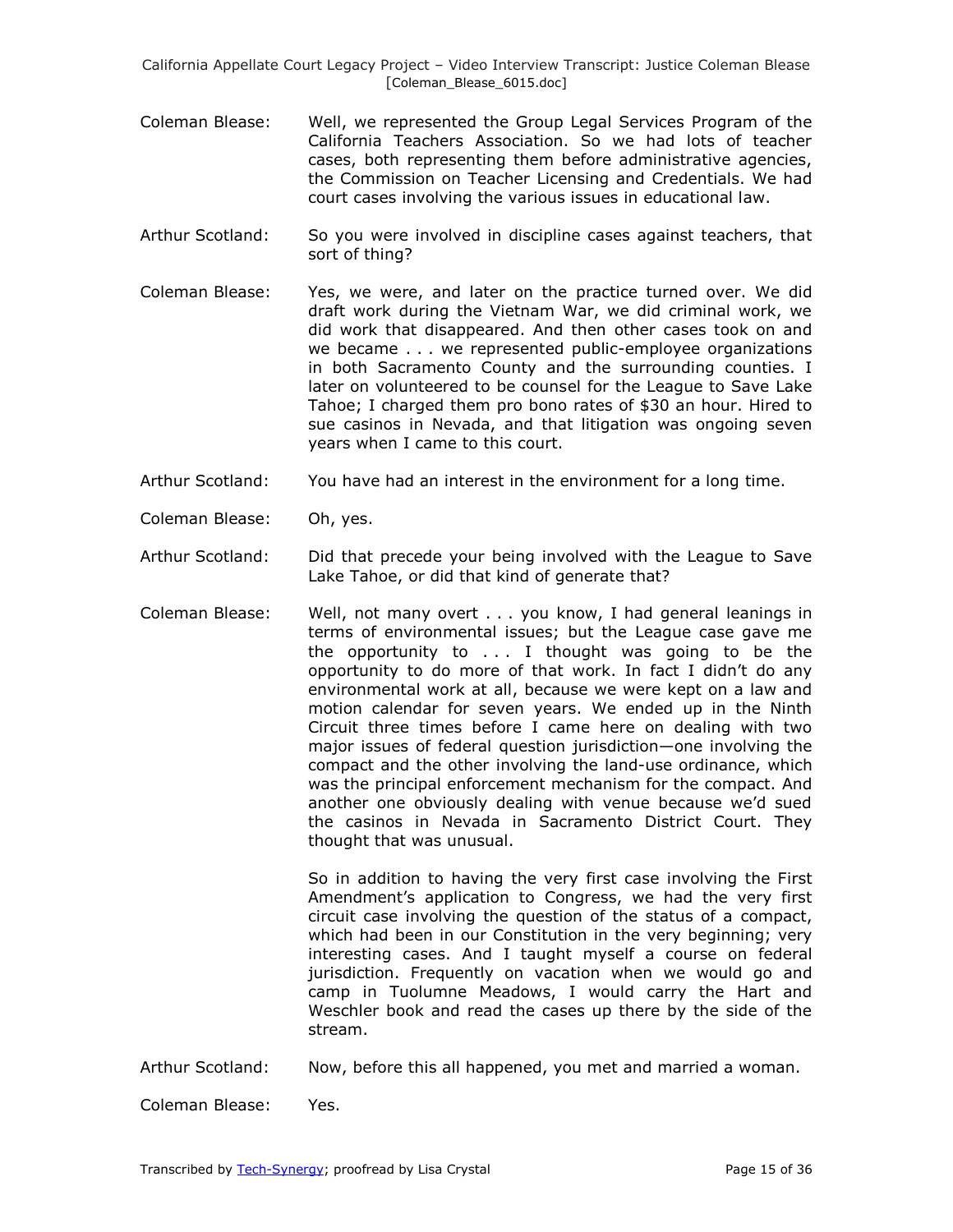Coleman Blease: Well, we represented the Group Legal Services Program of the California Teachers Association. So we had lots of teacher cases, both representing them before administrative agencies, the Commission on Teacher Licensing and Credentials. We had court cases involving the various issues in educational law.

Arthur Scotland: So you were involved in discipline cases against teachers, that sort of thing?

Coleman Blease: Yes, we were, and later on the practice turned over. We did draft work during the Vietnam War, we did criminal work, we did work that disappeared. And then other cases took on and we became . . . we represented public-employee organizations in both Sacramento County and the surrounding counties. I later on volunteered to be counsel for the League to Save Lake Tahoe; I charged them pro bono rates of $30 an hour. Hired to sue casinos in Nevada, and that litigation was ongoing seven years when I came to this court.

Arthur Scotland: You have had an interest in the environment for a long time.

Coleman Blease: Oh, yes.

Arthur Scotland: Did that precede your being involved with the League to Save Lake Tahoe, or did that kind of generate that?

Coleman Blease: Well, not many overt . . . you know, I had general leanings in terms of environmental issues; but the League case gave me the opportunity to . . . I thought was going to be the opportunity to do more of that work. In fact I didn't do any environmental work at all, because we were kept on a law and motion calendar for seven years. We ended up in the Ninth Circuit three times before I came here on dealing with two major issues of federal question jurisdiction—one involving the compact and the other involving the land-use ordinance, which was the principal enforcement mechanism for the compact. And another one obviously dealing with venue because we'd sued the casinos in Nevada in Sacramento District Court. They thought that was unusual.

So in addition to having the very first case involving the First Amendment's application to Congress, we had the very first circuit case involving the question of the status of a compact, which had been in our Constitution in the very beginning; very interesting cases. And I taught myself a course on federal jurisdiction. Frequently on vacation when we would go and camp in Tuolumne Meadows, I would carry the Hart and Weschler book and read the cases up there by the side of the stream.

Arthur Scotland: Now, before this all happened, you met and married a woman.

Coleman Blease: Yes.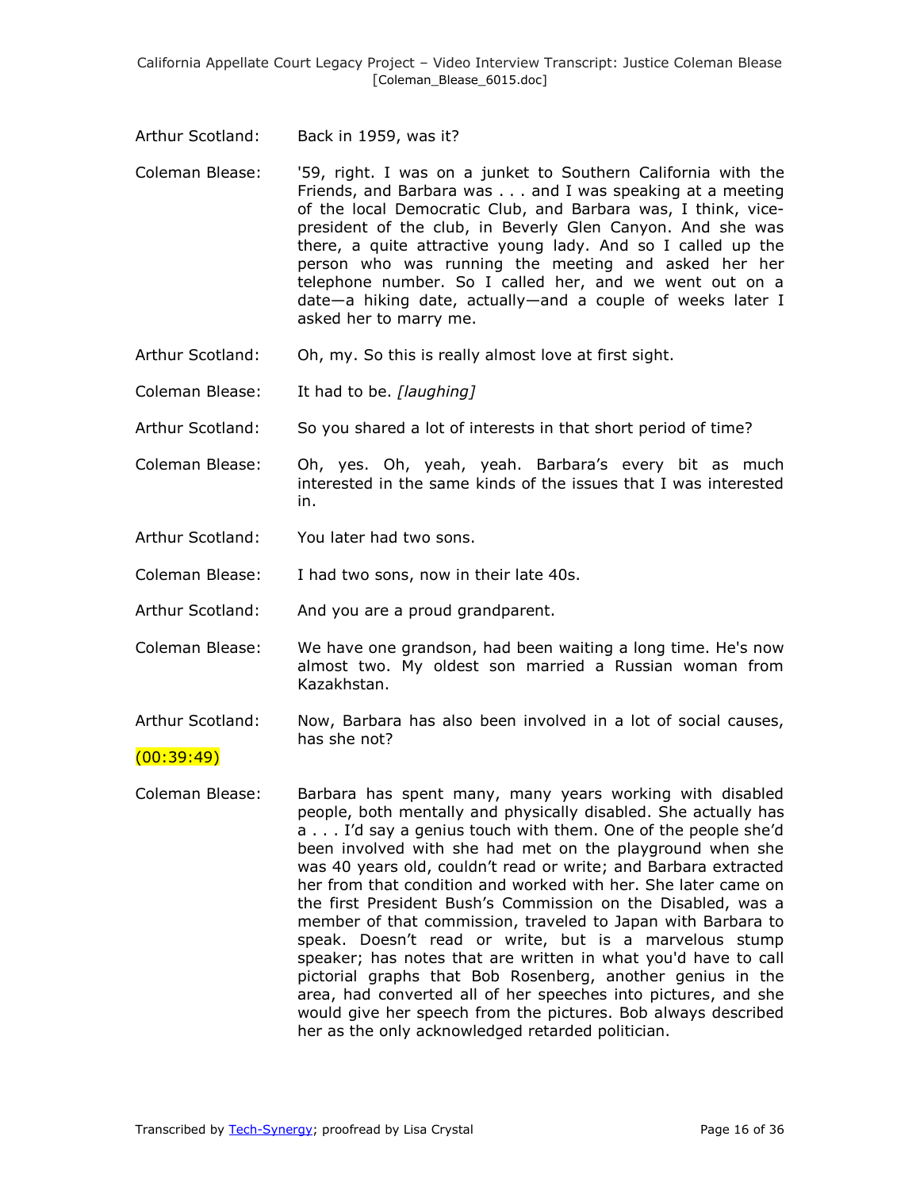Arthur Scotland: Back in 1959, was it?

Coleman Blease: '59, right. I was on a junket to Southern California with the Friends, and Barbara was . . . and I was speaking at a meeting of the local Democratic Club, and Barbara was, I think, vice-president of the club, in Beverly Glen Canyon. And she was there, a quite attractive young lady. And so I called up the person who was running the meeting and asked her her telephone number. So I called her, and we went out on a date—a hiking date, actually—and a couple of weeks later I asked her to marry me.

Arthur Scotland: Oh, my. So this is really almost love at first sight.

Coleman Blease: It had to be. *[laughing]*

Arthur Scotland: So you shared a lot of interests in that short period of time?

Coleman Blease: Oh, yes. Oh, yeah, yeah. Barbara's every bit as much interested in the same kinds of the issues that I was interested in.

Arthur Scotland: You later had two sons.

Coleman Blease: I had two sons, now in their late 40s.

Arthur Scotland: And you are a proud grandparent.

Coleman Blease: We have one grandson, had been waiting a long time. He's now almost two. My oldest son married a Russian woman from Kazakhstan.

Arthur Scotland: Now, Barbara has also been involved in a lot of social causes, has she not?

(00:39:49)

Coleman Blease: Barbara has spent many, many years working with disabled people, both mentally and physically disabled. She actually has a . . . I'd say a genius touch with them. One of the people she'd been involved with she had met on the playground when she was 40 years old, couldn't read or write; and Barbara extracted her from that condition and worked with her. She later came on the first President Bush's Commission on the Disabled, was a member of that commission, traveled to Japan with Barbara to speak. Doesn't read or write, but is a marvelous stump speaker; has notes that are written in what you'd have to call pictorial graphs that Bob Rosenberg, another genius in the area, had converted all of her speeches into pictures, and she would give her speech from the pictures. Bob always described her as the only acknowledged retarded politician.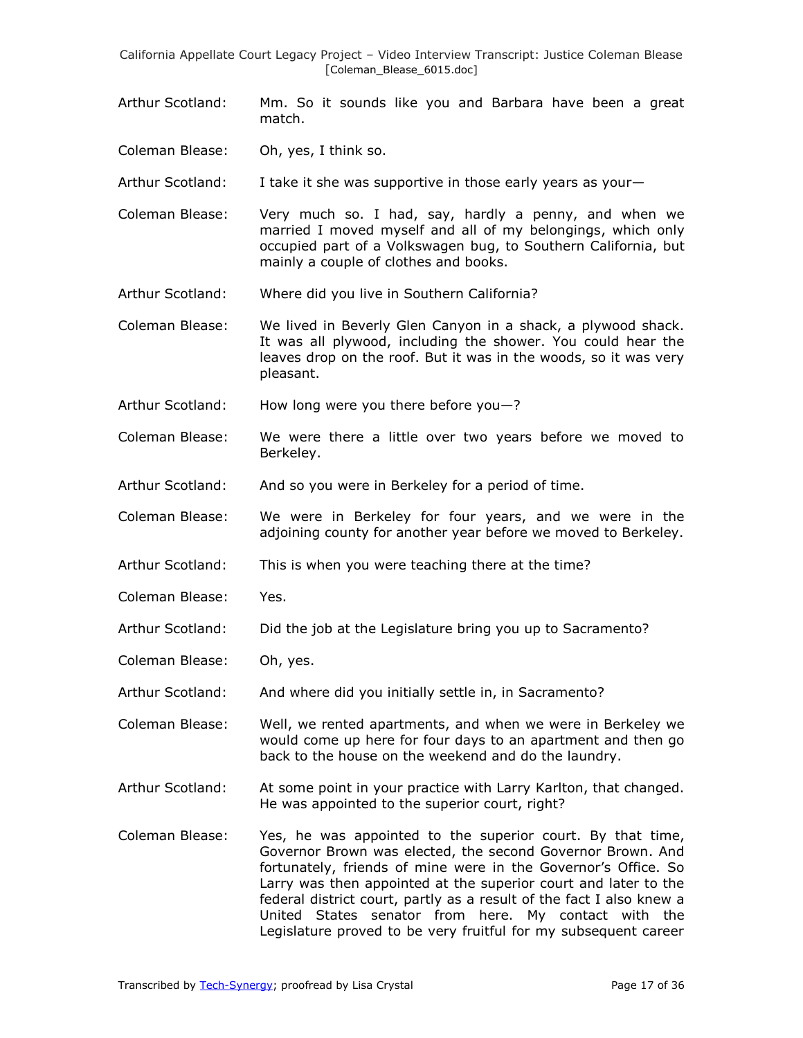Arthur Scotland: Mm. So it sounds like you and Barbara have been a great match.

Coleman Blease: Oh, yes, I think so.

Arthur Scotland: I take it she was supportive in those early years as your—

Coleman Blease: Very much so. I had, say, hardly a penny, and when we married I moved myself and all of my belongings, which only occupied part of a Volkswagen bug, to Southern California, but mainly a couple of clothes and books.

Arthur Scotland: Where did you live in Southern California?

Coleman Blease: We lived in Beverly Glen Canyon in a shack, a plywood shack. It was all plywood, including the shower. You could hear the leaves drop on the roof. But it was in the woods, so it was very pleasant.

Arthur Scotland: How long were you there before you—?

Coleman Blease: We were there a little over two years before we moved to Berkeley.

Arthur Scotland: And so you were in Berkeley for a period of time.

Coleman Blease: We were in Berkeley for four years, and we were in the adjoining county for another year before we moved to Berkeley.

Arthur Scotland: This is when you were teaching there at the time?

Coleman Blease: Yes.

Arthur Scotland: Did the job at the Legislature bring you up to Sacramento?

Coleman Blease: Oh, yes.

Arthur Scotland: And where did you initially settle in, in Sacramento?

Coleman Blease: Well, we rented apartments, and when we were in Berkeley we would come up here for four days to an apartment and then go back to the house on the weekend and do the laundry.

Arthur Scotland: At some point in your practice with Larry Karlton, that changed. He was appointed to the superior court, right?

Coleman Blease: Yes, he was appointed to the superior court. By that time, Governor Brown was elected, the second Governor Brown. And fortunately, friends of mine were in the Governor's Office. So Larry was then appointed at the superior court and later to the federal district court, partly as a result of the fact I also knew a United States senator from here. My contact with the Legislature proved to be very fruitful for my subsequent career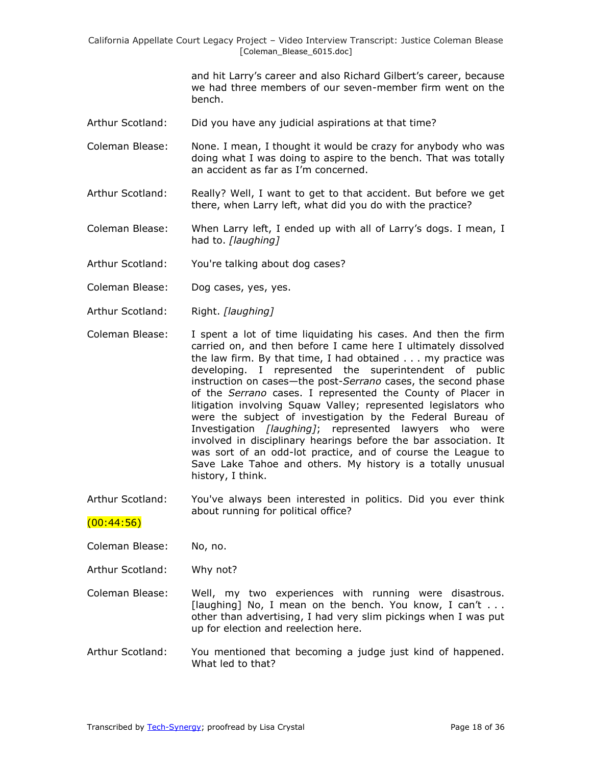and hit Larry's career and also Richard Gilbert's career, because we had three members of our seven-member firm went on the bench.

Arthur Scotland: Did you have any judicial aspirations at that time?

Coleman Blease: None. I mean, I thought it would be crazy for anybody who was doing what I was doing to aspire to the bench. That was totally an accident as far as I'm concerned.

Arthur Scotland: Really? Well, I want to get to that accident. But before we get there, when Larry left, what did you do with the practice?

Coleman Blease: When Larry left, I ended up with all of Larry's dogs. I mean, I had to. *[laughing]*

Arthur Scotland: You're talking about dog cases?

Coleman Blease: Dog cases, yes, yes.

Arthur Scotland: Right. *[laughing]*

Coleman Blease: I spent a lot of time liquidating his cases. And then the firm carried on, and then before I came here I ultimately dissolved the law firm. By that time, I had obtained . . . my practice was developing. I represented the superintendent of public instruction on cases—the post-*Serrano* cases, the second phase of the *Serrano* cases. I represented the County of Placer in litigation involving Squaw Valley; represented legislators who were the subject of investigation by the Federal Bureau of Investigation *[laughing]*; represented lawyers who were involved in disciplinary hearings before the bar association. It was sort of an odd-lot practice, and of course the League to Save Lake Tahoe and others. My history is a totally unusual history, I think.

Arthur Scotland: You've always been interested in politics. Did you ever think about running for political office?

(00:44:56)

Coleman Blease: No, no.

Arthur Scotland: Why not?

Coleman Blease: Well, my two experiences with running were disastrous. [laughing] No, I mean on the bench. You know, I can't . . . other than advertising, I had very slim pickings when I was put up for election and reelection here.

Arthur Scotland: You mentioned that becoming a judge just kind of happened. What led to that?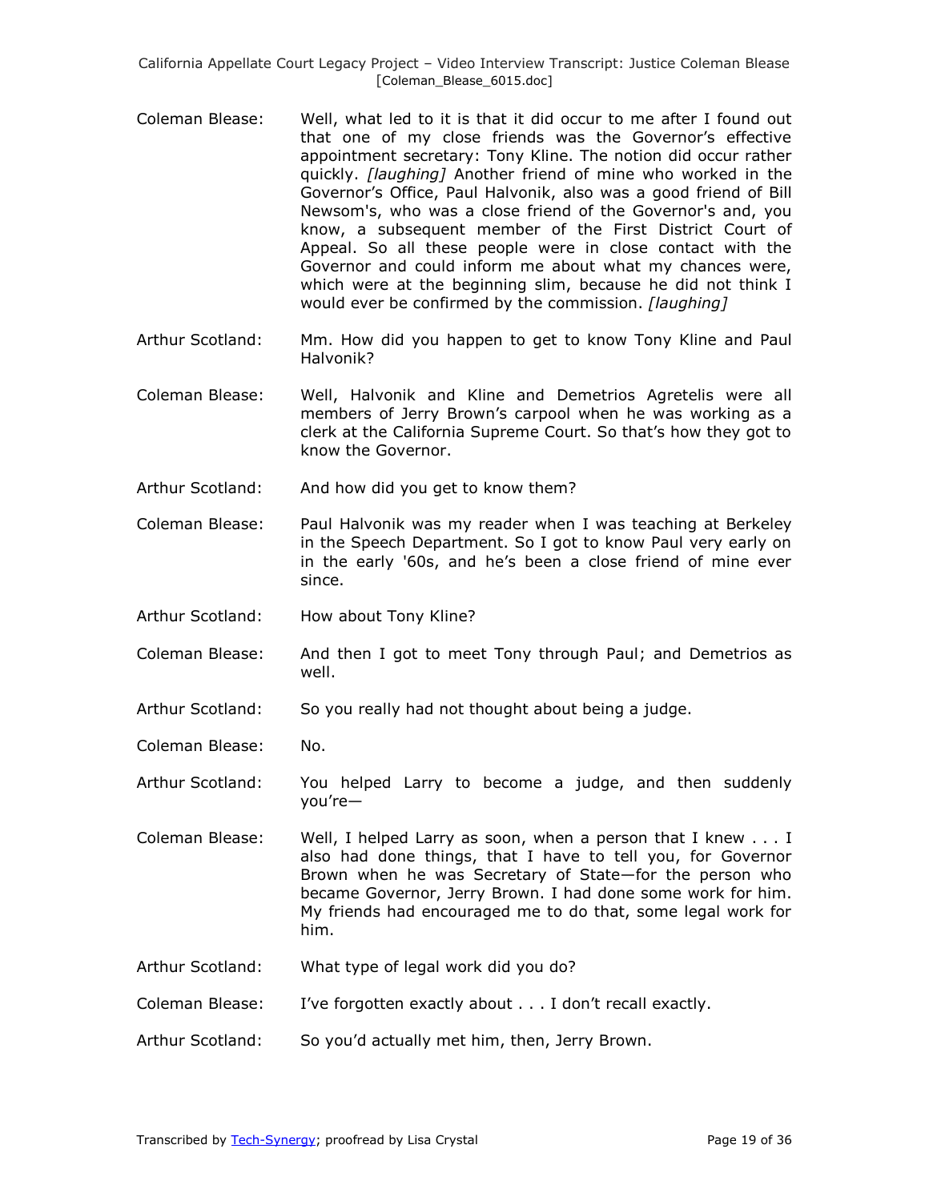Coleman Blease: Well, what led to it is that it did occur to me after I found out that one of my close friends was the Governor's effective appointment secretary: Tony Kline. The notion did occur rather quickly. *[laughing]* Another friend of mine who worked in the Governor's Office, Paul Halvonik, also was a good friend of Bill Newsom's, who was a close friend of the Governor's and, you know, a subsequent member of the First District Court of Appeal. So all these people were in close contact with the Governor and could inform me about what my chances were, which were at the beginning slim, because he did not think I would ever be confirmed by the commission. *[laughing]*

Arthur Scotland: Mm. How did you happen to get to know Tony Kline and Paul Halvonik?

Coleman Blease: Well, Halvonik and Kline and Demetrios Agretelis were all members of Jerry Brown's carpool when he was working as a clerk at the California Supreme Court. So that's how they got to know the Governor.

Arthur Scotland: And how did you get to know them?

Coleman Blease: Paul Halvonik was my reader when I was teaching at Berkeley in the Speech Department. So I got to know Paul very early on in the early '60s, and he's been a close friend of mine ever since.

Arthur Scotland: How about Tony Kline?

Coleman Blease: And then I got to meet Tony through Paul; and Demetrios as well.

Arthur Scotland: So you really had not thought about being a judge.

Coleman Blease: No.

Arthur Scotland: You helped Larry to become a judge, and then suddenly you're—

Coleman Blease: Well, I helped Larry as soon, when a person that I knew . . . I also had done things, that I have to tell you, for Governor Brown when he was Secretary of State—for the person who became Governor, Jerry Brown. I had done some work for him. My friends had encouraged me to do that, some legal work for him.

Arthur Scotland: What type of legal work did you do?

Coleman Blease: I've forgotten exactly about . . . I don't recall exactly.

Arthur Scotland: So you'd actually met him, then, Jerry Brown.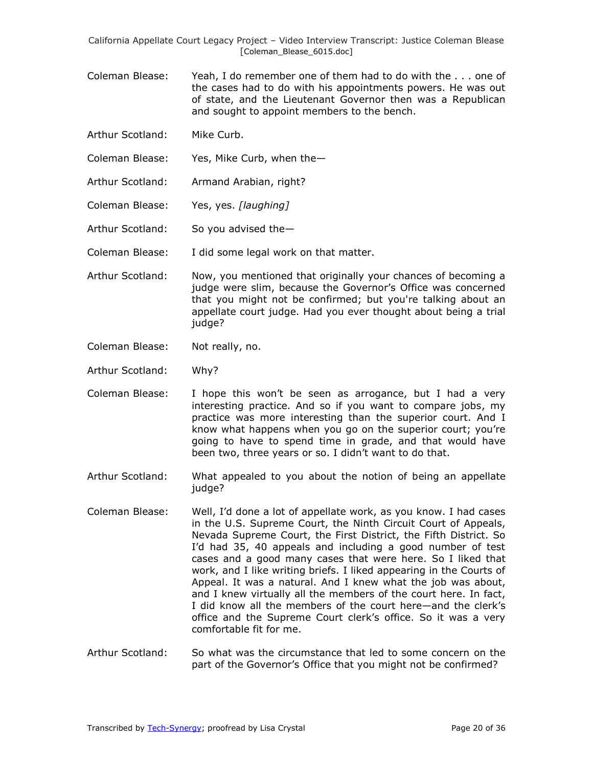Coleman Blease: Yeah, I do remember one of them had to do with the . . . one of the cases had to do with his appointments powers. He was out of state, and the Lieutenant Governor then was a Republican and sought to appoint members to the bench.

Arthur Scotland: Mike Curb.

Coleman Blease: Yes, Mike Curb, when the—

Arthur Scotland: Armand Arabian, right?

Coleman Blease: Yes, yes. *[laughing]*

Arthur Scotland: So you advised the—

Coleman Blease: I did some legal work on that matter.

Arthur Scotland: Now, you mentioned that originally your chances of becoming a judge were slim, because the Governor's Office was concerned that you might not be confirmed; but you're talking about an appellate court judge. Had you ever thought about being a trial judge?

Coleman Blease: Not really, no.

Arthur Scotland: Why?

Coleman Blease: I hope this won't be seen as arrogance, but I had a very interesting practice. And so if you want to compare jobs, my practice was more interesting than the superior court. And I know what happens when you go on the superior court; you're going to have to spend time in grade, and that would have been two, three years or so. I didn't want to do that.

Arthur Scotland: What appealed to you about the notion of being an appellate judge?

Coleman Blease: Well, I'd done a lot of appellate work, as you know. I had cases in the U.S. Supreme Court, the Ninth Circuit Court of Appeals, Nevada Supreme Court, the First District, the Fifth District. So I'd had 35, 40 appeals and including a good number of test cases and a good many cases that were here. So I liked that work, and I like writing briefs. I liked appearing in the Courts of Appeal. It was a natural. And I knew what the job was about, and I knew virtually all the members of the court here. In fact, I did know all the members of the court here—and the clerk's office and the Supreme Court clerk's office. So it was a very comfortable fit for me.

Arthur Scotland: So what was the circumstance that led to some concern on the part of the Governor's Office that you might not be confirmed?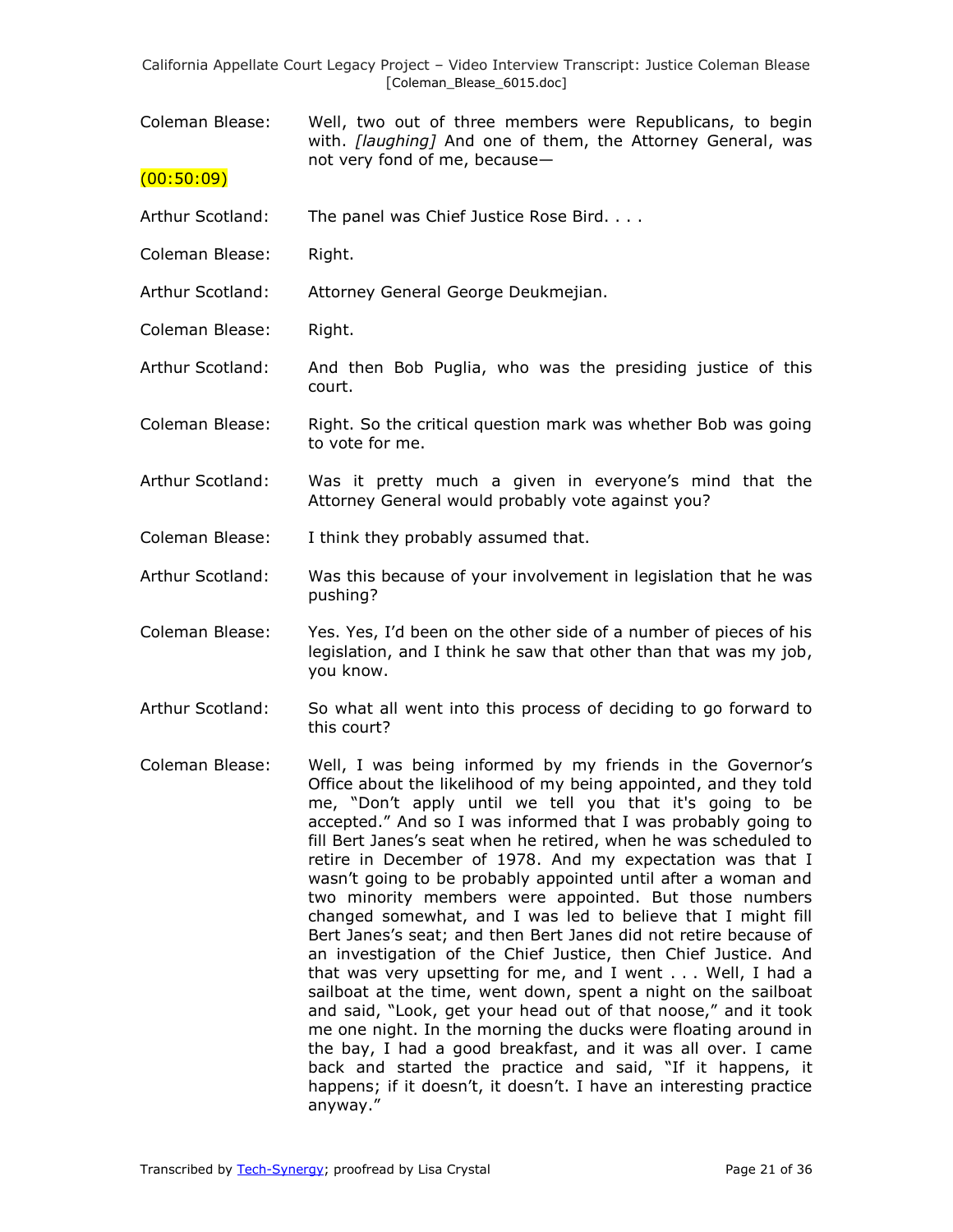Coleman Blease: Well, two out of three members were Republicans, to begin with. *[laughing]* And one of them, the Attorney General, was not very fond of me, because—

(00:50:09)

Arthur Scotland: The panel was Chief Justice Rose Bird. . . .

Coleman Blease: Right.

Arthur Scotland: Attorney General George Deukmejian.

Coleman Blease: Right.

Arthur Scotland: And then Bob Puglia, who was the presiding justice of this court.

Coleman Blease: Right. So the critical question mark was whether Bob was going to vote for me.

Arthur Scotland: Was it pretty much a given in everyone's mind that the Attorney General would probably vote against you?

Coleman Blease: I think they probably assumed that.

Arthur Scotland: Was this because of your involvement in legislation that he was pushing?

Coleman Blease: Yes. Yes, I'd been on the other side of a number of pieces of his legislation, and I think he saw that other than that was my job, you know.

Arthur Scotland: So what all went into this process of deciding to go forward to this court?

Coleman Blease: Well, I was being informed by my friends in the Governor's Office about the likelihood of my being appointed, and they told me, "Don't apply until we tell you that it's going to be accepted." And so I was informed that I was probably going to fill Bert Janes's seat when he retired, when he was scheduled to retire in December of 1978. And my expectation was that I wasn't going to be probably appointed until after a woman and two minority members were appointed. But those numbers changed somewhat, and I was led to believe that I might fill Bert Janes's seat; and then Bert Janes did not retire because of an investigation of the Chief Justice, then Chief Justice. And that was very upsetting for me, and I went . . . Well, I had a sailboat at the time, went down, spent a night on the sailboat and said, "Look, get your head out of that noose," and it took me one night. In the morning the ducks were floating around in the bay, I had a good breakfast, and it was all over. I came back and started the practice and said, "If it happens, it happens; if it doesn't, it doesn't. I have an interesting practice anyway."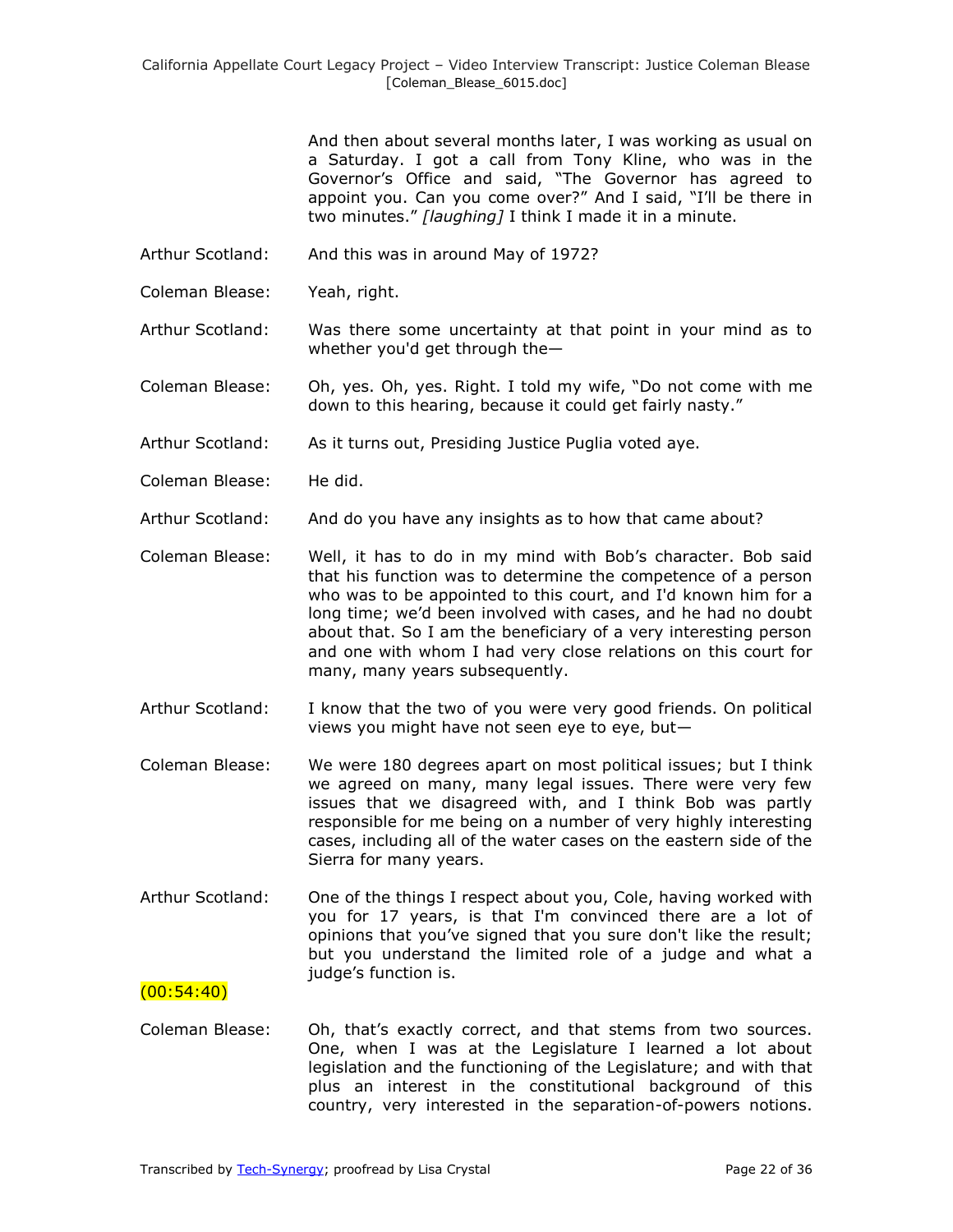And then about several months later, I was working as usual on a Saturday. I got a call from Tony Kline, who was in the Governor's Office and said, "The Governor has agreed to appoint you. Can you come over?" And I said, "I'll be there in two minutes." *[laughing]* I think I made it in a minute.

**Arthur Scotland:** And this was in around May of 1972?

**Coleman Blease:** Yeah, right.

**Arthur Scotland:** Was there some uncertainty at that point in your mind as to whether you'd get through the—

**Coleman Blease:** Oh, yes. Oh, yes. Right. I told my wife, "Do not come with me down to this hearing, because it could get fairly nasty."

**Arthur Scotland:** As it turns out, Presiding Justice Puglia voted aye.

**Coleman Blease:** He did.

**Arthur Scotland:** And do you have any insights as to how that came about?

**Coleman Blease:** Well, it has to do in my mind with Bob's character. Bob said that his function was to determine the competence of a person who was to be appointed to this court, and I'd known him for a long time; we'd been involved with cases, and he had no doubt about that. So I am the beneficiary of a very interesting person and one with whom I had very close relations on this court for many, many years subsequently.

**Arthur Scotland:** I know that the two of you were very good friends. On political views you might have not seen eye to eye, but—

**Coleman Blease:** We were 180 degrees apart on most political issues; but I think we agreed on many, many legal issues. There were very few issues that we disagreed with, and I think Bob was partly responsible for me being on a number of very highly interesting cases, including all of the water cases on the eastern side of the Sierra for many years.

**Arthur Scotland:** One of the things I respect about you, Cole, having worked with you for 17 years, is that I'm convinced there are a lot of opinions that you've signed that you sure don't like the result; but you understand the limited role of a judge and what a judge's function is.

(00:54:40)

**Coleman Blease:** Oh, that's exactly correct, and that stems from two sources. One, when I was at the Legislature I learned a lot about legislation and the functioning of the Legislature; and with that plus an interest in the constitutional background of this country, very interested in the separation-of-powers notions.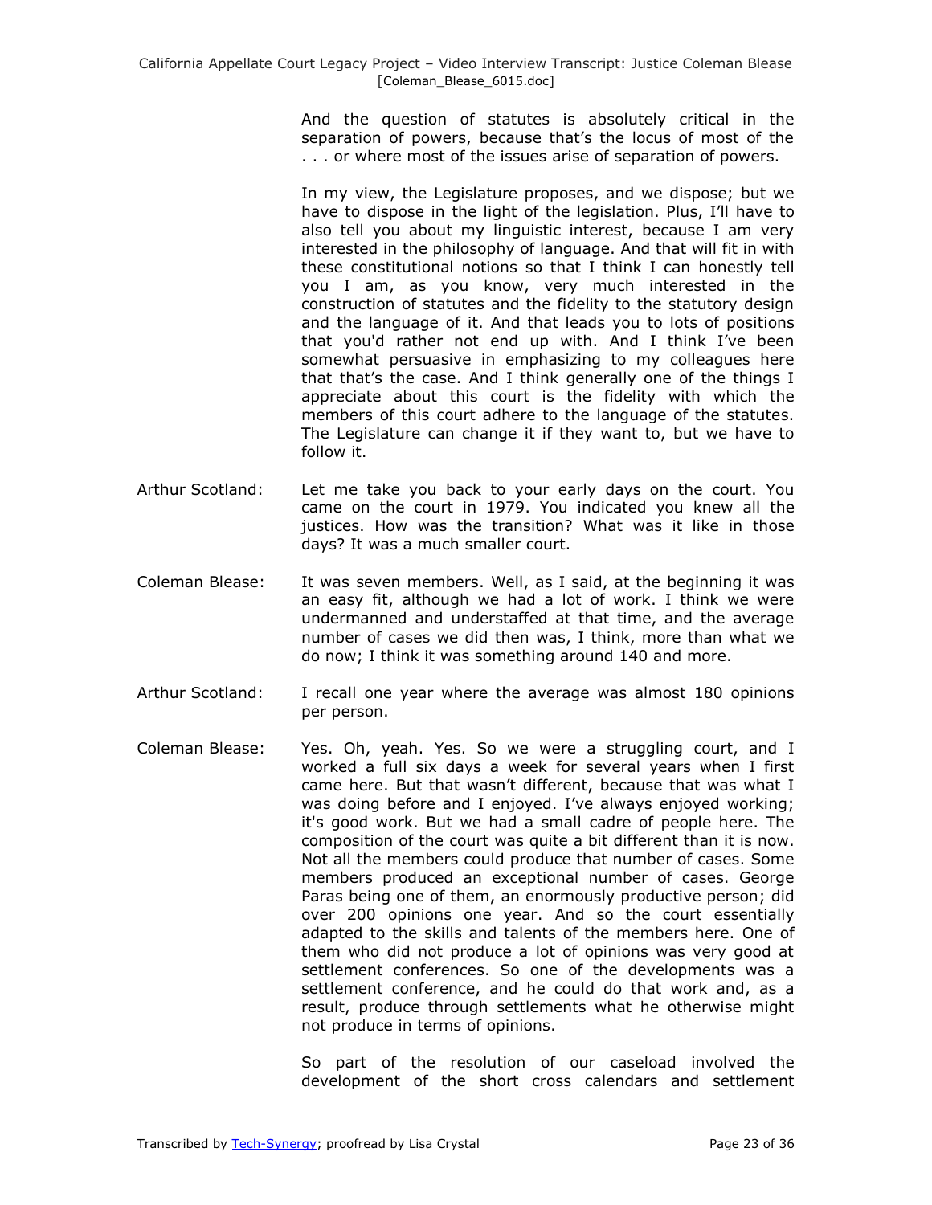And the question of statutes is absolutely critical in the separation of powers, because that's the locus of most of the . . . or where most of the issues arise of separation of powers.

In my view, the Legislature proposes, and we dispose; but we have to dispose in the light of the legislation. Plus, I'll have to also tell you about my linguistic interest, because I am very interested in the philosophy of language. And that will fit in with these constitutional notions so that I think I can honestly tell you I am, as you know, very much interested in the construction of statutes and the fidelity to the statutory design and the language of it. And that leads you to lots of positions that you'd rather not end up with. And I think I've been somewhat persuasive in emphasizing to my colleagues here that that's the case. And I think generally one of the things I appreciate about this court is the fidelity with which the members of this court adhere to the language of the statutes. The Legislature can change it if they want to, but we have to follow it.

Arthur Scotland: Let me take you back to your early days on the court. You came on the court in 1979. You indicated you knew all the justices. How was the transition? What was it like in those days? It was a much smaller court.

Coleman Blease: It was seven members. Well, as I said, at the beginning it was an easy fit, although we had a lot of work. I think we were undermanned and understaffed at that time, and the average number of cases we did then was, I think, more than what we do now; I think it was something around 140 and more.

Arthur Scotland: I recall one year where the average was almost 180 opinions per person.

Coleman Blease: Yes. Oh, yeah. Yes. So we were a struggling court, and I worked a full six days a week for several years when I first came here. But that wasn't different, because that was what I was doing before and I enjoyed. I've always enjoyed working; it's good work. But we had a small cadre of people here. The composition of the court was quite a bit different than it is now. Not all the members could produce that number of cases. Some members produced an exceptional number of cases. George Paras being one of them, an enormously productive person; did over 200 opinions one year. And so the court essentially adapted to the skills and talents of the members here. One of them who did not produce a lot of opinions was very good at settlement conferences. So one of the developments was a settlement conference, and he could do that work and, as a result, produce through settlements what he otherwise might not produce in terms of opinions.

So part of the resolution of our caseload involved the development of the short cross calendars and settlement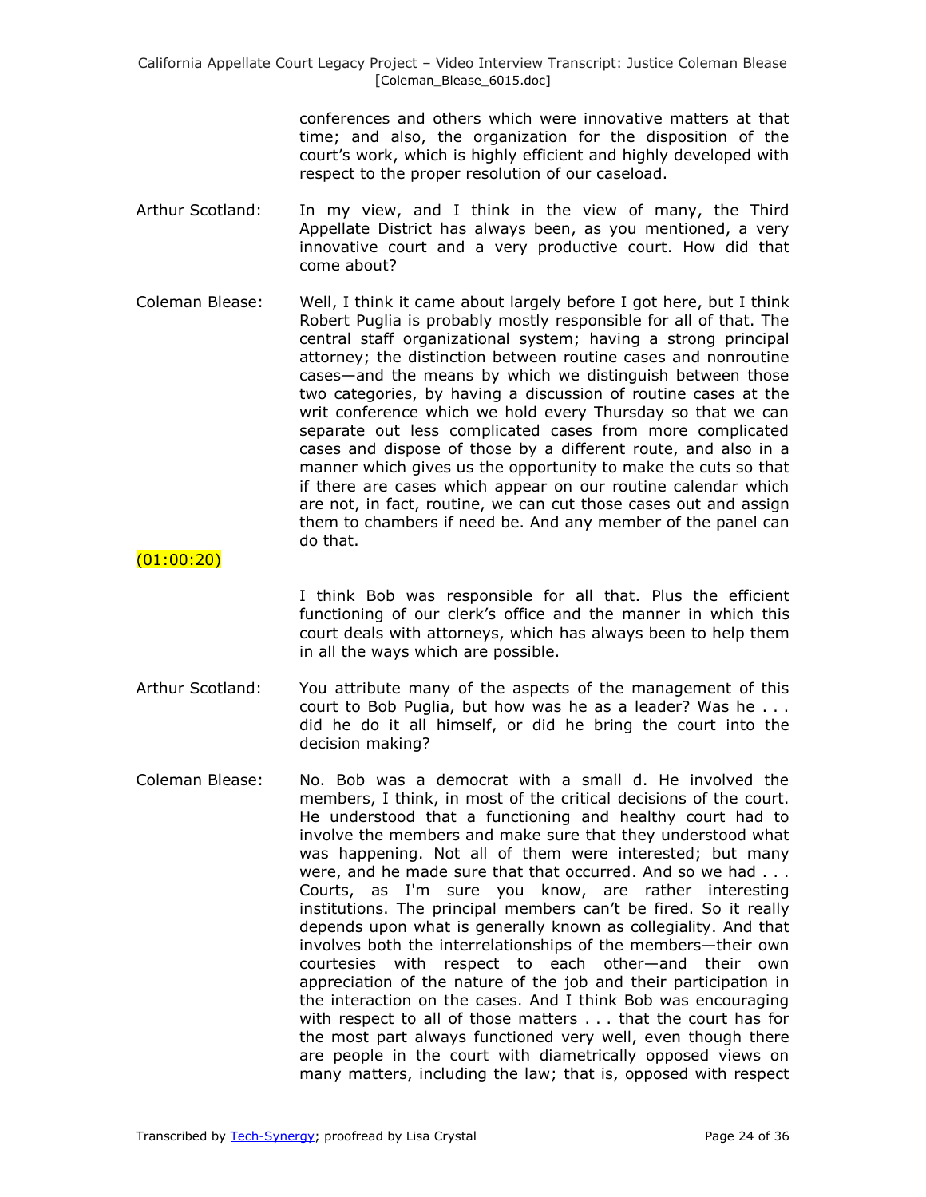conferences and others which were innovative matters at that time; and also, the organization for the disposition of the court's work, which is highly efficient and highly developed with respect to the proper resolution of our caseload.

Arthur Scotland: In my view, and I think in the view of many, the Third Appellate District has always been, as you mentioned, a very innovative court and a very productive court. How did that come about?

Coleman Blease: Well, I think it came about largely before I got here, but I think Robert Puglia is probably mostly responsible for all of that. The central staff organizational system; having a strong principal attorney; the distinction between routine cases and nonroutine cases—and the means by which we distinguish between those two categories, by having a discussion of routine cases at the writ conference which we hold every Thursday so that we can separate out less complicated cases from more complicated cases and dispose of those by a different route, and also in a manner which gives us the opportunity to make the cuts so that if there are cases which appear on our routine calendar which are not, in fact, routine, we can cut those cases out and assign them to chambers if need be. And any member of the panel can do that.

(01:00:20)

I think Bob was responsible for all that. Plus the efficient functioning of our clerk's office and the manner in which this court deals with attorneys, which has always been to help them in all the ways which are possible.

Arthur Scotland: You attribute many of the aspects of the management of this court to Bob Puglia, but how was he as a leader? Was he . . . did he do it all himself, or did he bring the court into the decision making?

Coleman Blease: No. Bob was a democrat with a small d. He involved the members, I think, in most of the critical decisions of the court. He understood that a functioning and healthy court had to involve the members and make sure that they understood what was happening. Not all of them were interested; but many were, and he made sure that that occurred. And so we had . . . Courts, as I'm sure you know, are rather interesting institutions. The principal members can't be fired. So it really depends upon what is generally known as collegiality. And that involves both the interrelationships of the members—their own courtesies with respect to each other—and their own appreciation of the nature of the job and their participation in the interaction on the cases. And I think Bob was encouraging with respect to all of those matters . . . that the court has for the most part always functioned very well, even though there are people in the court with diametrically opposed views on many matters, including the law; that is, opposed with respect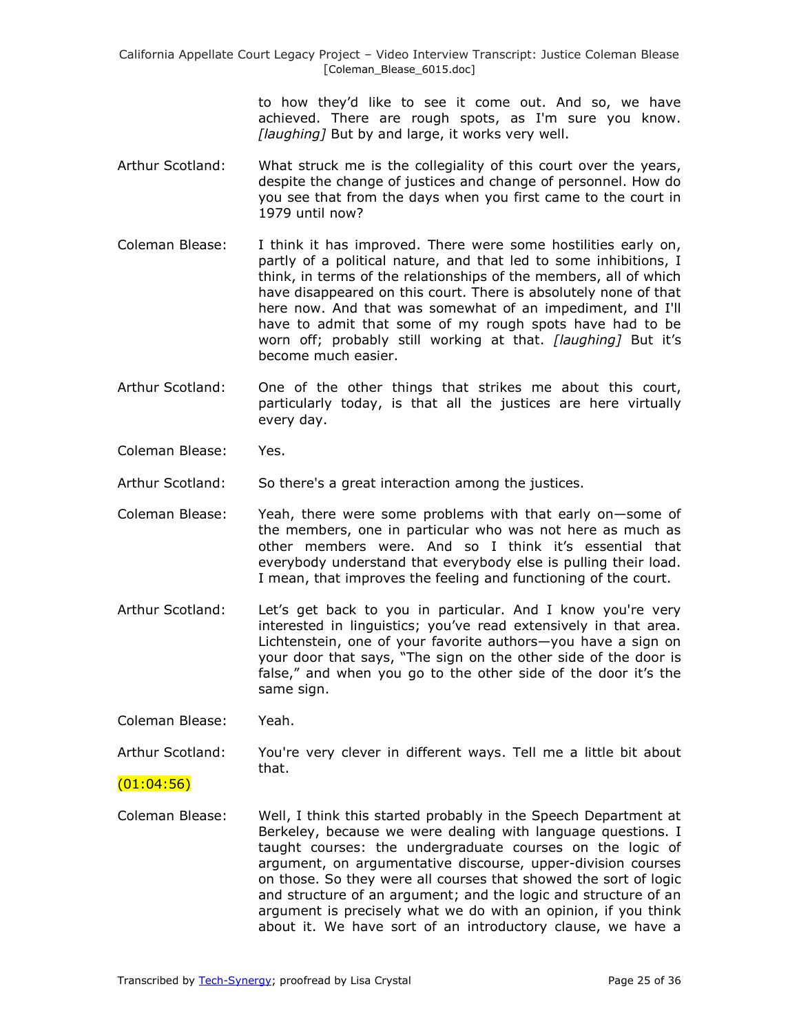to how they'd like to see it come out. And so, we have achieved. There are rough spots, as I'm sure you know. *[laughing]* But by and large, it works very well.

Arthur Scotland: What struck me is the collegiality of this court over the years, despite the change of justices and change of personnel. How do you see that from the days when you first came to the court in 1979 until now?

Coleman Blease: I think it has improved. There were some hostilities early on, partly of a political nature, and that led to some inhibitions, I think, in terms of the relationships of the members, all of which have disappeared on this court. There is absolutely none of that here now. And that was somewhat of an impediment, and I'll have to admit that some of my rough spots have had to be worn off; probably still working at that. *[laughing]* But it's become much easier.

Arthur Scotland: One of the other things that strikes me about this court, particularly today, is that all the justices are here virtually every day.

Coleman Blease: Yes.

Arthur Scotland: So there's a great interaction among the justices.

Coleman Blease: Yeah, there were some problems with that early on—some of the members, one in particular who was not here as much as other members were. And so I think it's essential that everybody understand that everybody else is pulling their load. I mean, that improves the feeling and functioning of the court.

Arthur Scotland: Let's get back to you in particular. And I know you're very interested in linguistics; you've read extensively in that area. Lichtenstein, one of your favorite authors—you have a sign on your door that says, "The sign on the other side of the door is false," and when you go to the other side of the door it's the same sign.

Coleman Blease: Yeah.

Arthur Scotland: You're very clever in different ways. Tell me a little bit about that.

(01:04:56)

Coleman Blease: Well, I think this started probably in the Speech Department at Berkeley, because we were dealing with language questions. I taught courses: the undergraduate courses on the logic of argument, on argumentative discourse, upper-division courses on those. So they were all courses that showed the sort of logic and structure of an argument; and the logic and structure of an argument is precisely what we do with an opinion, if you think about it. We have sort of an introductory clause, we have a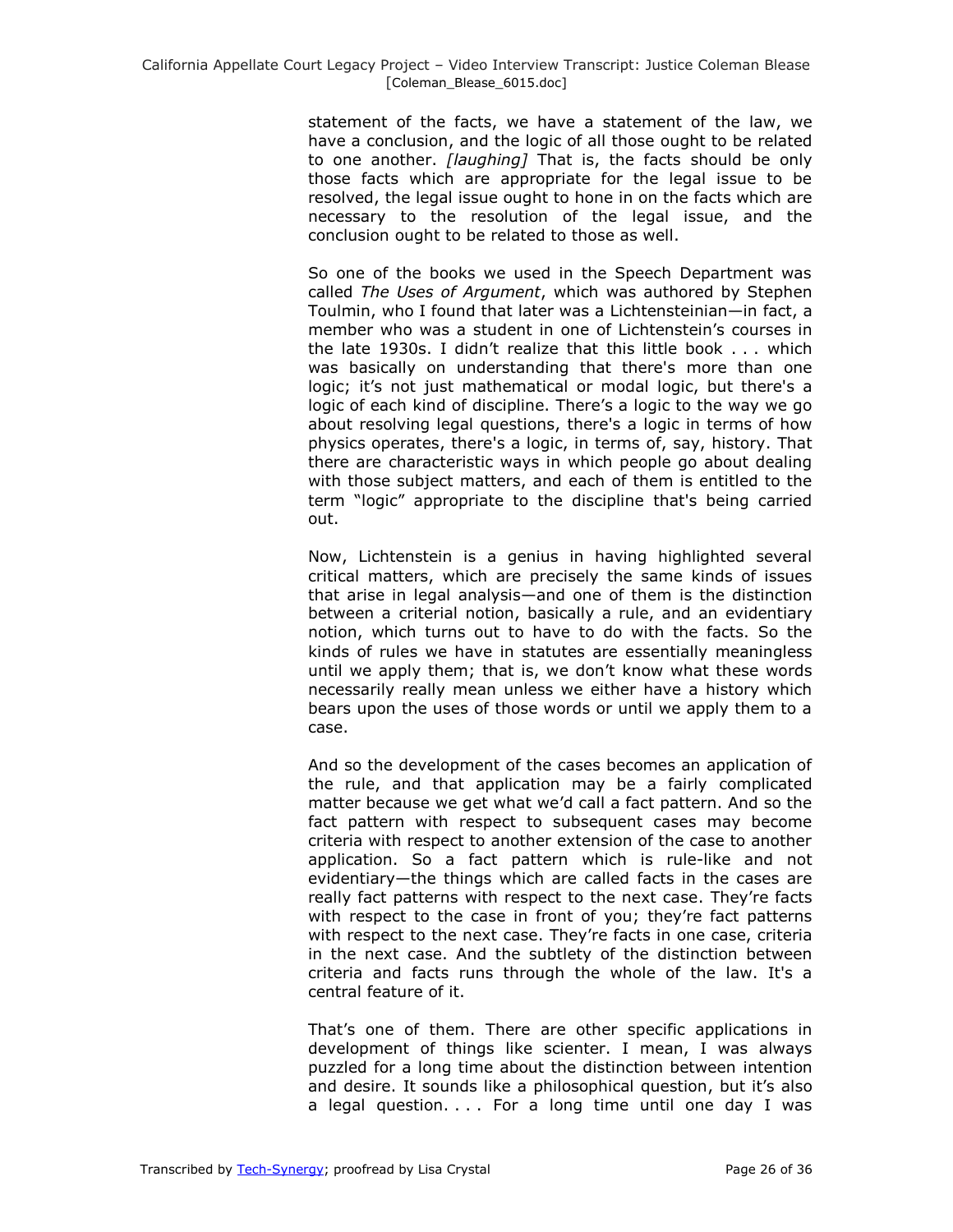statement of the facts, we have a statement of the law, we have a conclusion, and the logic of all those ought to be related to one another. *[laughing]* That is, the facts should be only those facts which are appropriate for the legal issue to be resolved, the legal issue ought to hone in on the facts which are necessary to the resolution of the legal issue, and the conclusion ought to be related to those as well.

So one of the books we used in the Speech Department was called *The Uses of Argument*, which was authored by Stephen Toulmin, who I found that later was a Lichtensteinian—in fact, a member who was a student in one of Lichtenstein's courses in the late 1930s. I didn't realize that this little book . . . which was basically on understanding that there's more than one logic; it's not just mathematical or modal logic, but there's a logic of each kind of discipline. There's a logic to the way we go about resolving legal questions, there's a logic in terms of how physics operates, there's a logic, in terms of, say, history. That there are characteristic ways in which people go about dealing with those subject matters, and each of them is entitled to the term "logic" appropriate to the discipline that's being carried out.

Now, Lichtenstein is a genius in having highlighted several critical matters, which are precisely the same kinds of issues that arise in legal analysis—and one of them is the distinction between a criterial notion, basically a rule, and an evidentiary notion, which turns out to have to do with the facts. So the kinds of rules we have in statutes are essentially meaningless until we apply them; that is, we don't know what these words necessarily really mean unless we either have a history which bears upon the uses of those words or until we apply them to a case.

And so the development of the cases becomes an application of the rule, and that application may be a fairly complicated matter because we get what we'd call a fact pattern. And so the fact pattern with respect to subsequent cases may become criteria with respect to another extension of the case to another application. So a fact pattern which is rule-like and not evidentiary—the things which are called facts in the cases are really fact patterns with respect to the next case. They're facts with respect to the case in front of you; they're fact patterns with respect to the next case. They're facts in one case, criteria in the next case. And the subtlety of the distinction between criteria and facts runs through the whole of the law. It's a central feature of it.

That's one of them. There are other specific applications in development of things like scienter. I mean, I was always puzzled for a long time about the distinction between intention and desire. It sounds like a philosophical question, but it's also a legal question. . . . For a long time until one day I was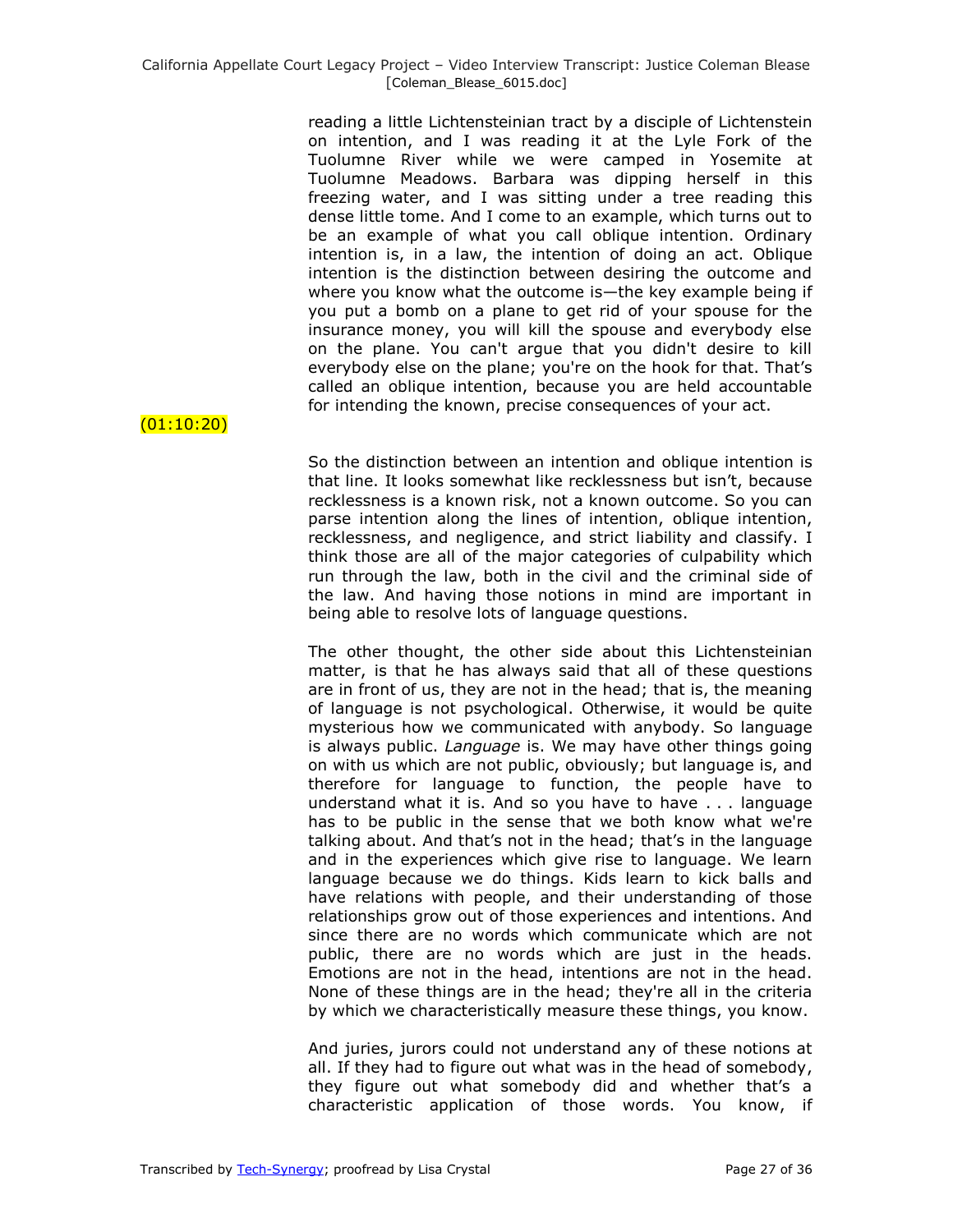reading a little Lichtensteinian tract by a disciple of Lichtenstein on intention, and I was reading it at the Lyle Fork of the Tuolumne River while we were camped in Yosemite at Tuolumne Meadows. Barbara was dipping herself in this freezing water, and I was sitting under a tree reading this dense little tome. And I come to an example, which turns out to be an example of what you call oblique intention. Ordinary intention is, in a law, the intention of doing an act. Oblique intention is the distinction between desiring the outcome and where you know what the outcome is—the key example being if you put a bomb on a plane to get rid of your spouse for the insurance money, you will kill the spouse and everybody else on the plane. You can't argue that you didn't desire to kill everybody else on the plane; you're on the hook for that. That's called an oblique intention, because you are held accountable for intending the known, precise consequences of your act.

(01:10:20)

So the distinction between an intention and oblique intention is that line. It looks somewhat like recklessness but isn't, because recklessness is a known risk, not a known outcome. So you can parse intention along the lines of intention, oblique intention, recklessness, and negligence, and strict liability and classify. I think those are all of the major categories of culpability which run through the law, both in the civil and the criminal side of the law. And having those notions in mind are important in being able to resolve lots of language questions.

The other thought, the other side about this Lichtensteinian matter, is that he has always said that all of these questions are in front of us, they are not in the head; that is, the meaning of language is not psychological. Otherwise, it would be quite mysterious how we communicated with anybody. So language is always public. *Language* is. We may have other things going on with us which are not public, obviously; but language is, and therefore for language to function, the people have to understand what it is. And so you have to have . . . language has to be public in the sense that we both know what we're talking about. And that's not in the head; that's in the language and in the experiences which give rise to language. We learn language because we do things. Kids learn to kick balls and have relations with people, and their understanding of those relationships grow out of those experiences and intentions. And since there are no words which communicate which are not public, there are no words which are just in the heads. Emotions are not in the head, intentions are not in the head. None of these things are in the head; they're all in the criteria by which we characteristically measure these things, you know.

And juries, jurors could not understand any of these notions at all. If they had to figure out what was in the head of somebody, they figure out what somebody did and whether that's a characteristic application of those words. You know, if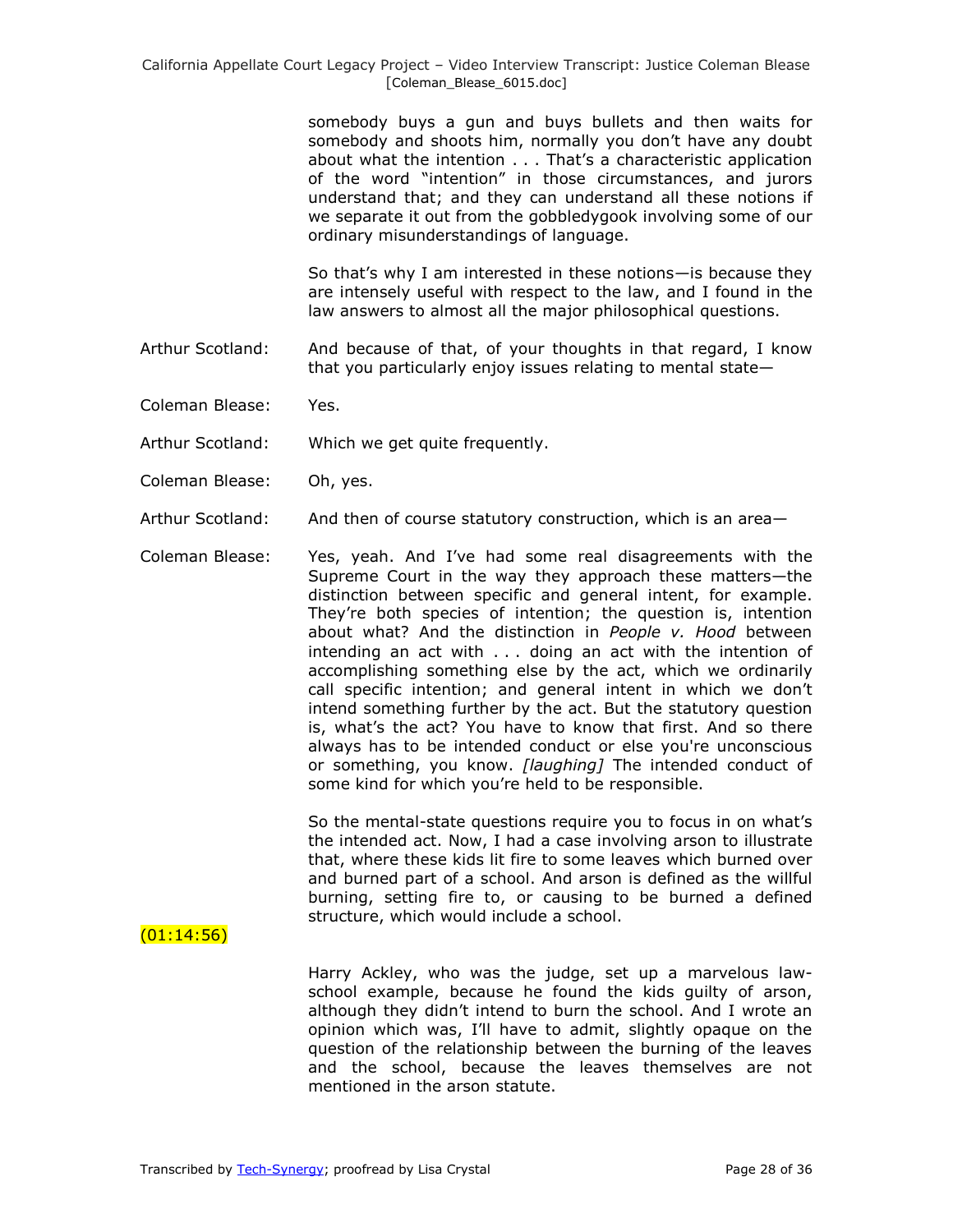somebody buys a gun and buys bullets and then waits for somebody and shoots him, normally you don't have any doubt about what the intention . . . That's a characteristic application of the word "intention" in those circumstances, and jurors understand that; and they can understand all these notions if we separate it out from the gobbledygook involving some of our ordinary misunderstandings of language.

So that's why I am interested in these notions—is because they are intensely useful with respect to the law, and I found in the law answers to almost all the major philosophical questions.

Arthur Scotland: And because of that, of your thoughts in that regard, I know that you particularly enjoy issues relating to mental state—

Coleman Blease: Yes.

Arthur Scotland: Which we get quite frequently.

Coleman Blease: Oh, yes.

Arthur Scotland: And then of course statutory construction, which is an area—

Coleman Blease: Yes, yeah. And I've had some real disagreements with the Supreme Court in the way they approach these matters—the distinction between specific and general intent, for example. They're both species of intention; the question is, intention about what? And the distinction in *People v. Hood* between intending an act with . . . doing an act with the intention of accomplishing something else by the act, which we ordinarily call specific intention; and general intent in which we don't intend something further by the act. But the statutory question is, what's the act? You have to know that first. And so there always has to be intended conduct or else you're unconscious or something, you know. *[laughing]* The intended conduct of some kind for which you're held to be responsible.

So the mental-state questions require you to focus in on what's the intended act. Now, I had a case involving arson to illustrate that, where these kids lit fire to some leaves which burned over and burned part of a school. And arson is defined as the willful burning, setting fire to, or causing to be burned a defined structure, which would include a school.

(01:14:56)

Harry Ackley, who was the judge, set up a marvelous law-school example, because he found the kids guilty of arson, although they didn't intend to burn the school. And I wrote an opinion which was, I'll have to admit, slightly opaque on the question of the relationship between the burning of the leaves and the school, because the leaves themselves are not mentioned in the arson statute.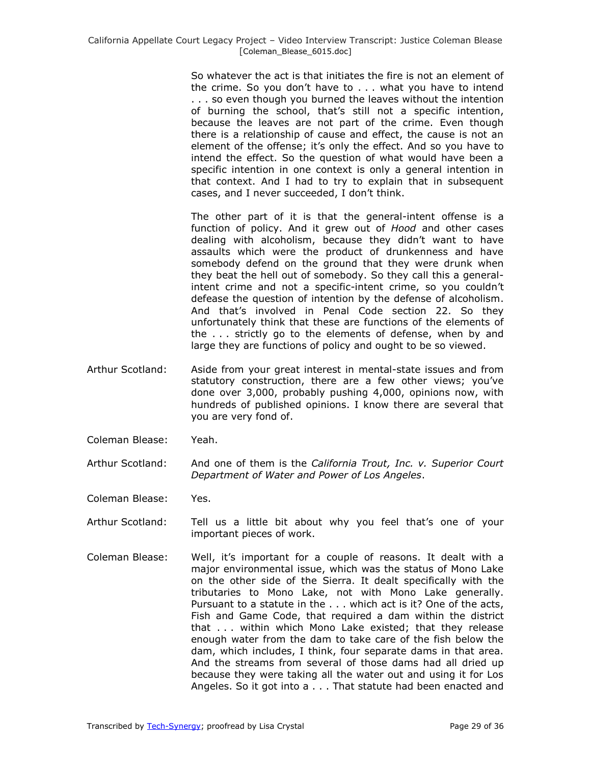So whatever the act is that initiates the fire is not an element of the crime. So you don't have to . . . what you have to intend . . . so even though you burned the leaves without the intention of burning the school, that's still not a specific intention, because the leaves are not part of the crime. Even though there is a relationship of cause and effect, the cause is not an element of the offense; it's only the effect. And so you have to intend the effect. So the question of what would have been a specific intention in one context is only a general intention in that context. And I had to try to explain that in subsequent cases, and I never succeeded, I don't think.

The other part of it is that the general-intent offense is a function of policy. And it grew out of *Hood* and other cases dealing with alcoholism, because they didn't want to have assaults which were the product of drunkenness and have somebody defend on the ground that they were drunk when they beat the hell out of somebody. So they call this a general-intent crime and not a specific-intent crime, so you couldn't defease the question of intention by the defense of alcoholism. And that's involved in Penal Code section 22. So they unfortunately think that these are functions of the elements of the . . . strictly go to the elements of defense, when by and large they are functions of policy and ought to be so viewed.

**Arthur Scotland:** Aside from your great interest in mental-state issues and from statutory construction, there are a few other views; you've done over 3,000, probably pushing 4,000, opinions now, with hundreds of published opinions. I know there are several that you are very fond of.

**Coleman Blease:** Yeah.

**Arthur Scotland:** And one of them is the *California Trout, Inc. v. Superior Court Department of Water and Power of Los Angeles*.

**Coleman Blease:** Yes.

**Arthur Scotland:** Tell us a little bit about why you feel that's one of your important pieces of work.

**Coleman Blease:** Well, it's important for a couple of reasons. It dealt with a major environmental issue, which was the status of Mono Lake on the other side of the Sierra. It dealt specifically with the tributaries to Mono Lake, not with Mono Lake generally. Pursuant to a statute in the . . . which act is it? One of the acts, Fish and Game Code, that required a dam within the district that . . . within which Mono Lake existed; that they release enough water from the dam to take care of the fish below the dam, which includes, I think, four separate dams in that area. And the streams from several of those dams had all dried up because they were taking all the water out and using it for Los Angeles. So it got into a . . . That statute had been enacted and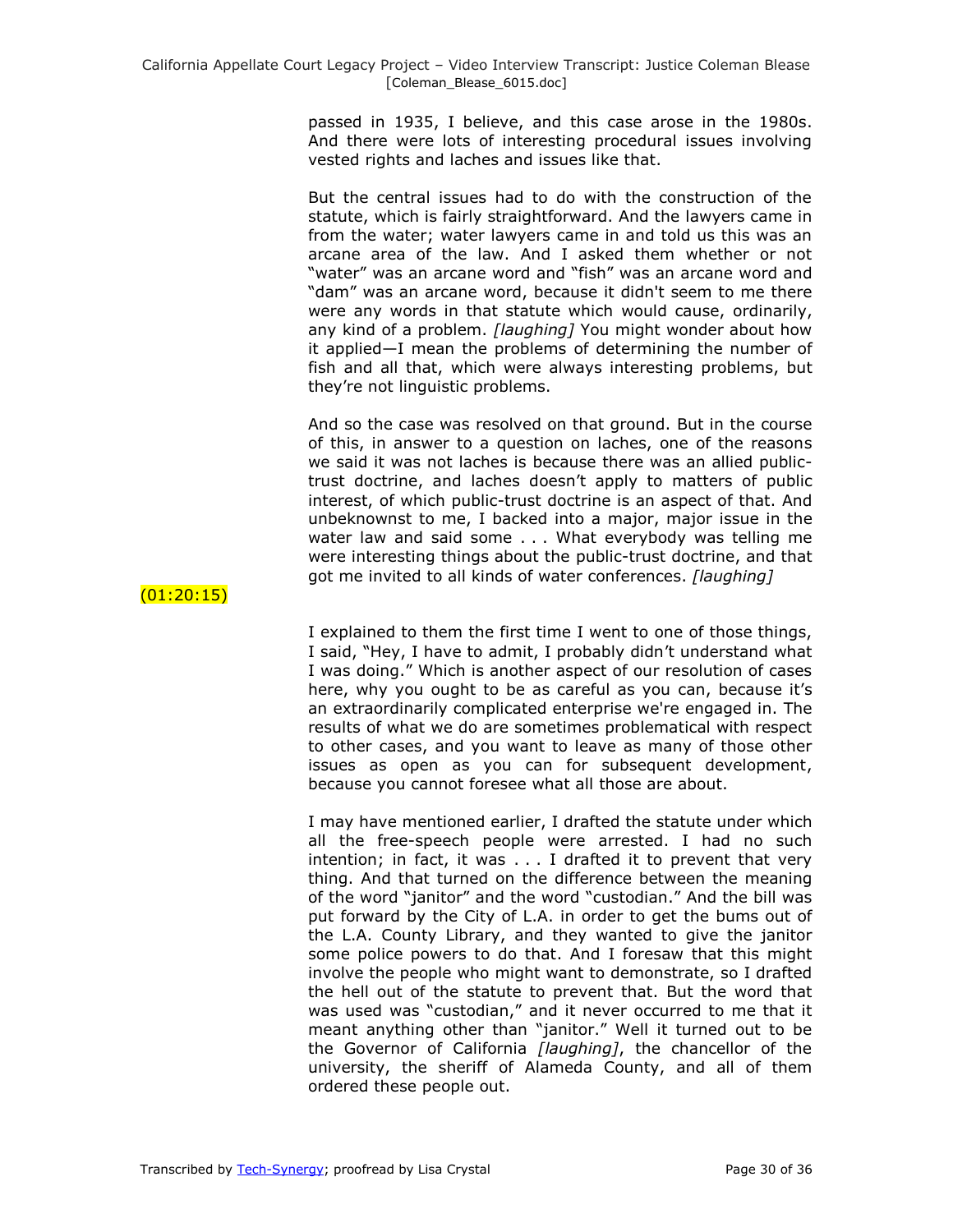passed in 1935, I believe, and this case arose in the 1980s. And there were lots of interesting procedural issues involving vested rights and laches and issues like that.

But the central issues had to do with the construction of the statute, which is fairly straightforward. And the lawyers came in from the water; water lawyers came in and told us this was an arcane area of the law. And I asked them whether or not "water" was an arcane word and "fish" was an arcane word and "dam" was an arcane word, because it didn't seem to me there were any words in that statute which would cause, ordinarily, any kind of a problem. *[laughing]* You might wonder about how it applied—I mean the problems of determining the number of fish and all that, which were always interesting problems, but they're not linguistic problems.

And so the case was resolved on that ground. But in the course of this, in answer to a question on laches, one of the reasons we said it was not laches is because there was an allied public-trust doctrine, and laches doesn't apply to matters of public interest, of which public-trust doctrine is an aspect of that. And unbeknownst to me, I backed into a major, major issue in the water law and said some . . . What everybody was telling me were interesting things about the public-trust doctrine, and that got me invited to all kinds of water conferences. *[laughing]*

(01:20:15)

I explained to them the first time I went to one of those things, I said, "Hey, I have to admit, I probably didn't understand what I was doing." Which is another aspect of our resolution of cases here, why you ought to be as careful as you can, because it's an extraordinarily complicated enterprise we're engaged in. The results of what we do are sometimes problematical with respect to other cases, and you want to leave as many of those other issues as open as you can for subsequent development, because you cannot foresee what all those are about.

I may have mentioned earlier, I drafted the statute under which all the free-speech people were arrested. I had no such intention; in fact, it was . . . I drafted it to prevent that very thing. And that turned on the difference between the meaning of the word "janitor" and the word "custodian." And the bill was put forward by the City of L.A. in order to get the bums out of the L.A. County Library, and they wanted to give the janitor some police powers to do that. And I foresaw that this might involve the people who might want to demonstrate, so I drafted the hell out of the statute to prevent that. But the word that was used was "custodian," and it never occurred to me that it meant anything other than "janitor." Well it turned out to be the Governor of California *[laughing]*, the chancellor of the university, the sheriff of Alameda County, and all of them ordered these people out.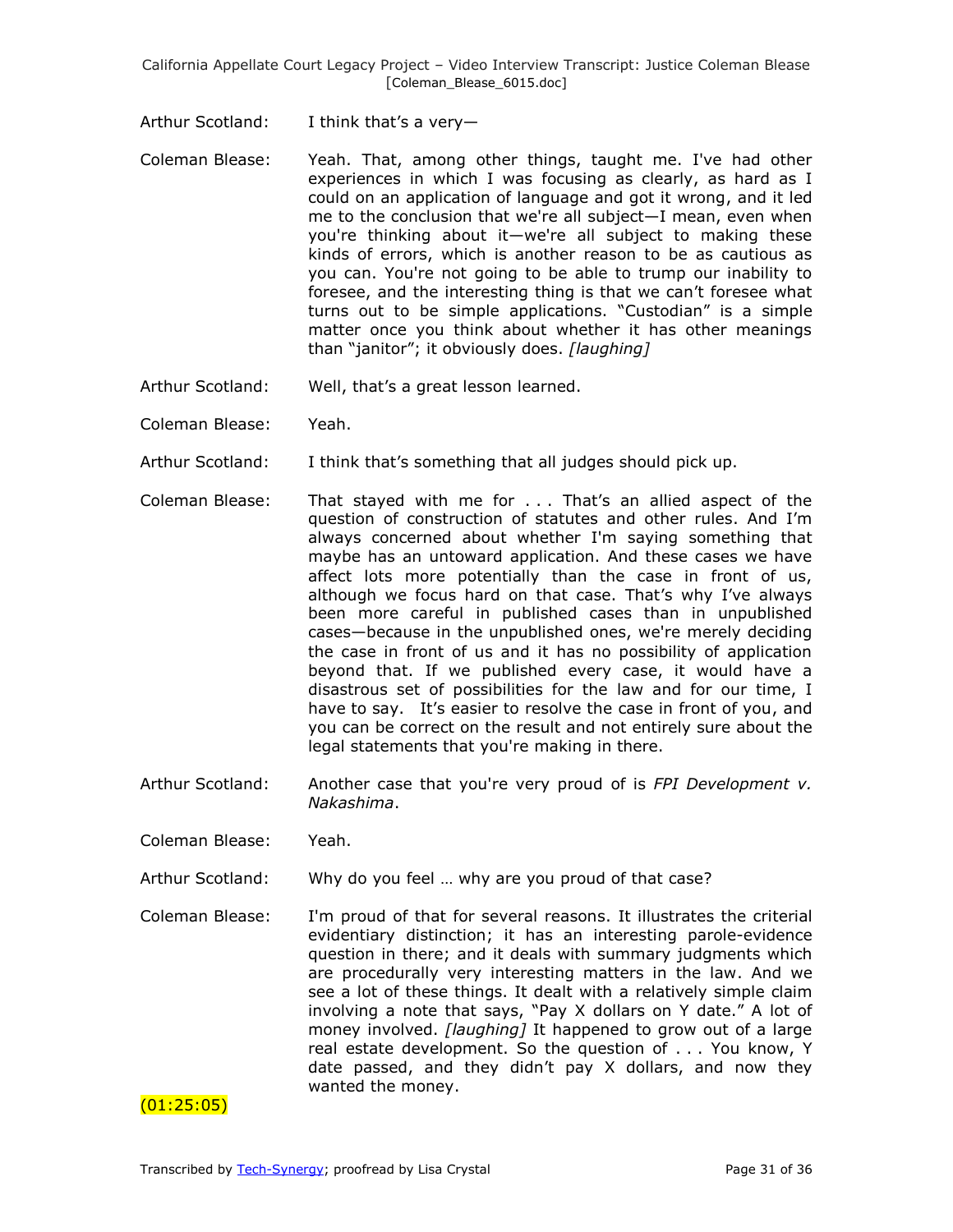Arthur Scotland: I think that's a very—

Coleman Blease: Yeah. That, among other things, taught me. I've had other experiences in which I was focusing as clearly, as hard as I could on an application of language and got it wrong, and it led me to the conclusion that we're all subject—I mean, even when you're thinking about it—we're all subject to making these kinds of errors, which is another reason to be as cautious as you can. You're not going to be able to trump our inability to foresee, and the interesting thing is that we can't foresee what turns out to be simple applications. "Custodian" is a simple matter once you think about whether it has other meanings than "janitor"; it obviously does. *[laughing]*

Arthur Scotland: Well, that's a great lesson learned.

Coleman Blease: Yeah.

Arthur Scotland: I think that's something that all judges should pick up.

Coleman Blease: That stayed with me for . . . That's an allied aspect of the question of construction of statutes and other rules. And I'm always concerned about whether I'm saying something that maybe has an untoward application. And these cases we have affect lots more potentially than the case in front of us, although we focus hard on that case. That's why I've always been more careful in published cases than in unpublished cases—because in the unpublished ones, we're merely deciding the case in front of us and it has no possibility of application beyond that. If we published every case, it would have a disastrous set of possibilities for the law and for our time, I have to say. It's easier to resolve the case in front of you, and you can be correct on the result and not entirely sure about the legal statements that you're making in there.

Arthur Scotland: Another case that you're very proud of is *FPI Development v. Nakashima*.

Coleman Blease: Yeah.

Arthur Scotland: Why do you feel … why are you proud of that case?

Coleman Blease: I'm proud of that for several reasons. It illustrates the criterial evidentiary distinction; it has an interesting parole-evidence question in there; and it deals with summary judgments which are procedurally very interesting matters in the law. And we see a lot of these things. It dealt with a relatively simple claim involving a note that says, "Pay X dollars on Y date." A lot of money involved. *[laughing]* It happened to grow out of a large real estate development. So the question of . . . You know, Y date passed, and they didn't pay X dollars, and now they wanted the money.

(01:25:05)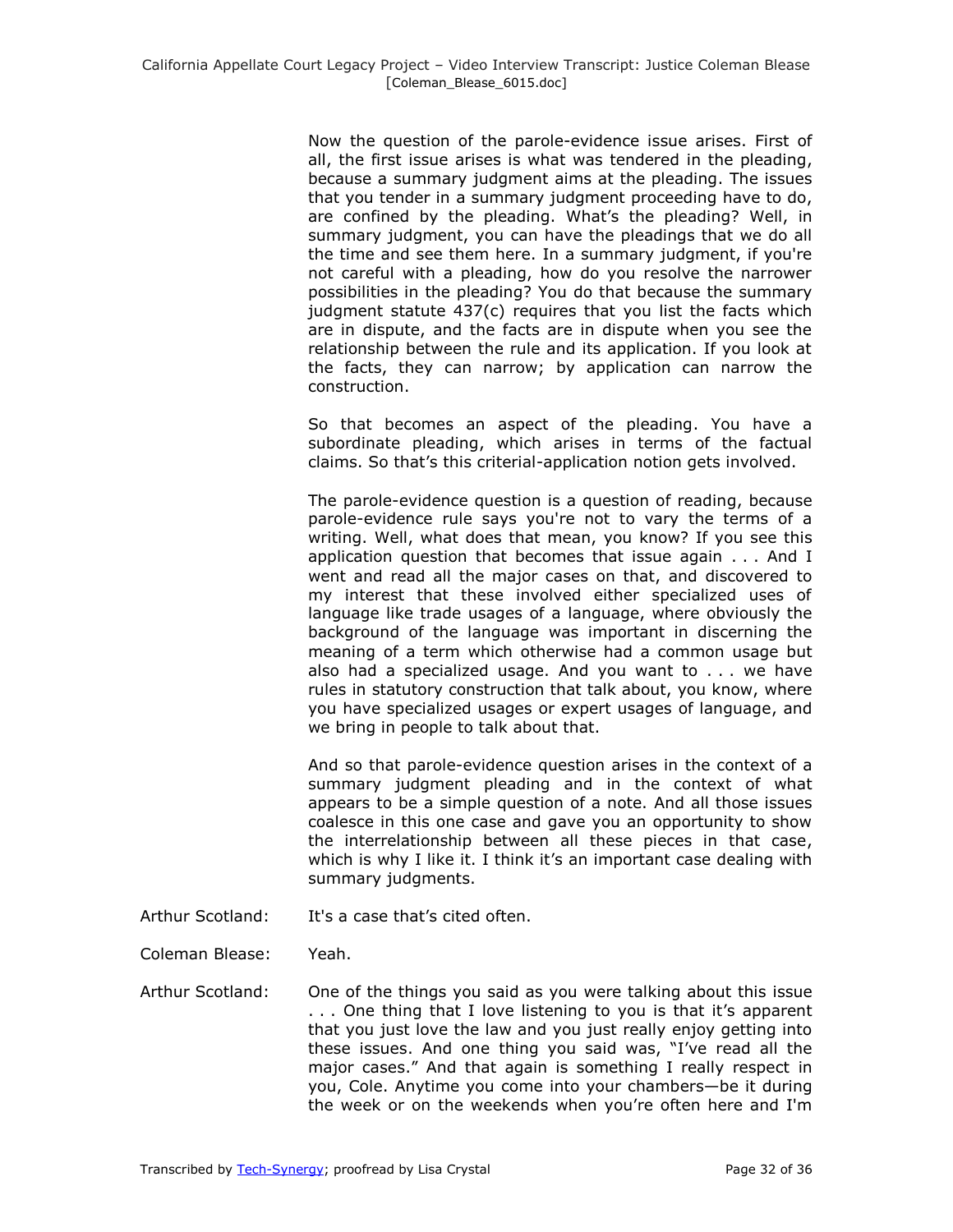Now the question of the parole-evidence issue arises. First of all, the first issue arises is what was tendered in the pleading, because a summary judgment aims at the pleading. The issues that you tender in a summary judgment proceeding have to do, are confined by the pleading. What's the pleading? Well, in summary judgment, you can have the pleadings that we do all the time and see them here. In a summary judgment, if you're not careful with a pleading, how do you resolve the narrower possibilities in the pleading? You do that because the summary judgment statute 437(c) requires that you list the facts which are in dispute, and the facts are in dispute when you see the relationship between the rule and its application. If you look at the facts, they can narrow; by application can narrow the construction.

So that becomes an aspect of the pleading. You have a subordinate pleading, which arises in terms of the factual claims. So that's this criterial-application notion gets involved.

The parole-evidence question is a question of reading, because parole-evidence rule says you're not to vary the terms of a writing. Well, what does that mean, you know? If you see this application question that becomes that issue again . . . And I went and read all the major cases on that, and discovered to my interest that these involved either specialized uses of language like trade usages of a language, where obviously the background of the language was important in discerning the meaning of a term which otherwise had a common usage but also had a specialized usage. And you want to . . . we have rules in statutory construction that talk about, you know, where you have specialized usages or expert usages of language, and we bring in people to talk about that.

And so that parole-evidence question arises in the context of a summary judgment pleading and in the context of what appears to be a simple question of a note. And all those issues coalesce in this one case and gave you an opportunity to show the interrelationship between all these pieces in that case, which is why I like it. I think it's an important case dealing with summary judgments.

Arthur Scotland: It's a case that's cited often.

Coleman Blease: Yeah.

Arthur Scotland: One of the things you said as you were talking about this issue . . . One thing that I love listening to you is that it's apparent that you just love the law and you just really enjoy getting into these issues. And one thing you said was, "I've read all the major cases." And that again is something I really respect in you, Cole. Anytime you come into your chambers—be it during the week or on the weekends when you're often here and I'm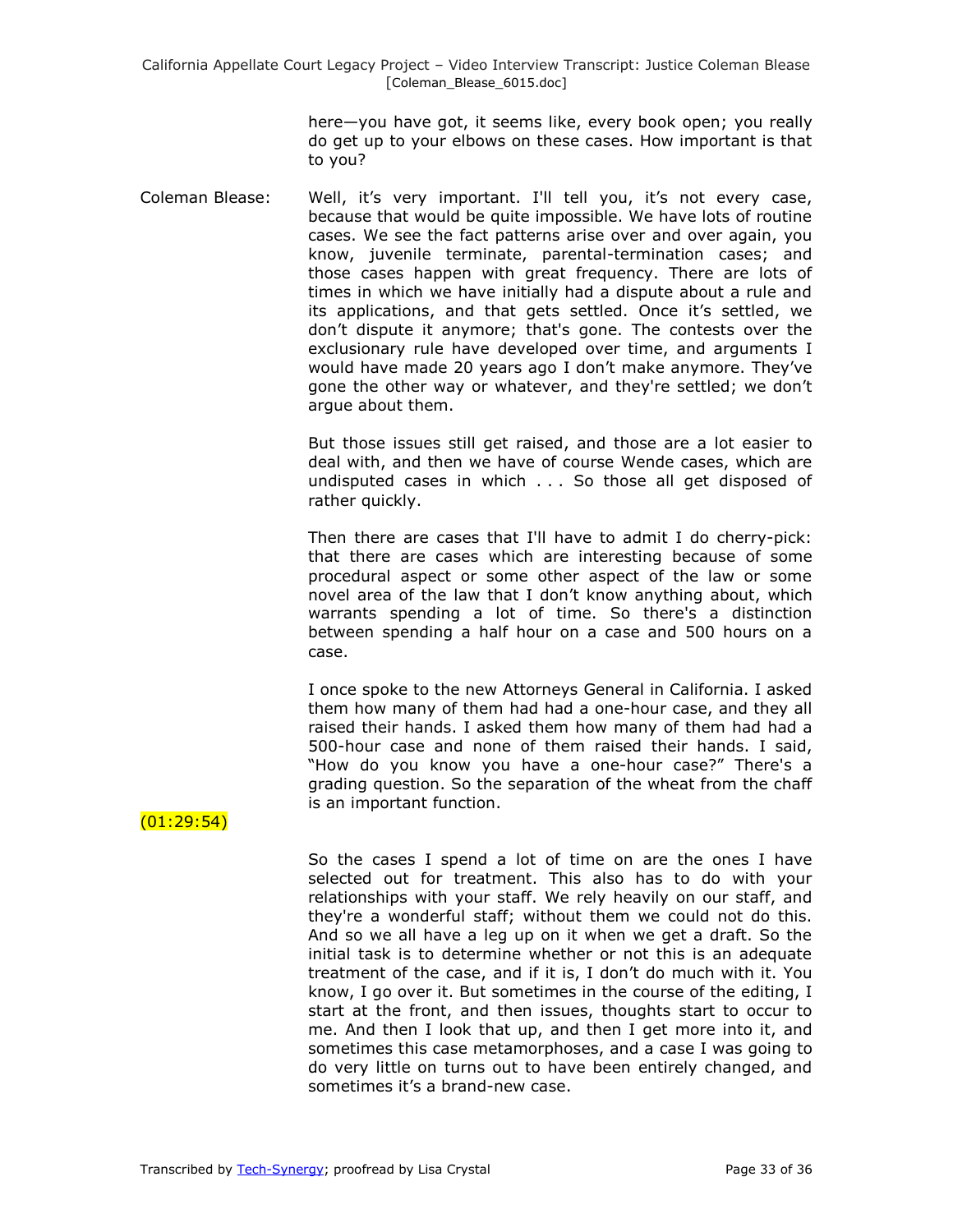here—you have got, it seems like, every book open; you really do get up to your elbows on these cases. How important is that to you?

Coleman Blease: Well, it's very important. I'll tell you, it's not every case, because that would be quite impossible. We have lots of routine cases. We see the fact patterns arise over and over again, you know, juvenile terminate, parental-termination cases; and those cases happen with great frequency. There are lots of times in which we have initially had a dispute about a rule and its applications, and that gets settled. Once it's settled, we don't dispute it anymore; that's gone. The contests over the exclusionary rule have developed over time, and arguments I would have made 20 years ago I don't make anymore. They've gone the other way or whatever, and they're settled; we don't argue about them.

But those issues still get raised, and those are a lot easier to deal with, and then we have of course Wende cases, which are undisputed cases in which . . . So those all get disposed of rather quickly.

Then there are cases that I'll have to admit I do cherry-pick: that there are cases which are interesting because of some procedural aspect or some other aspect of the law or some novel area of the law that I don't know anything about, which warrants spending a lot of time. So there's a distinction between spending a half hour on a case and 500 hours on a case.

I once spoke to the new Attorneys General in California. I asked them how many of them had had a one-hour case, and they all raised their hands. I asked them how many of them had had a 500-hour case and none of them raised their hands. I said, "How do you know you have a one-hour case?" There's a grading question. So the separation of the wheat from the chaff is an important function.

(01:29:54)

So the cases I spend a lot of time on are the ones I have selected out for treatment. This also has to do with your relationships with your staff. We rely heavily on our staff, and they're a wonderful staff; without them we could not do this. And so we all have a leg up on it when we get a draft. So the initial task is to determine whether or not this is an adequate treatment of the case, and if it is, I don't do much with it. You know, I go over it. But sometimes in the course of the editing, I start at the front, and then issues, thoughts start to occur to me. And then I look that up, and then I get more into it, and sometimes this case metamorphoses, and a case I was going to do very little on turns out to have been entirely changed, and sometimes it's a brand-new case.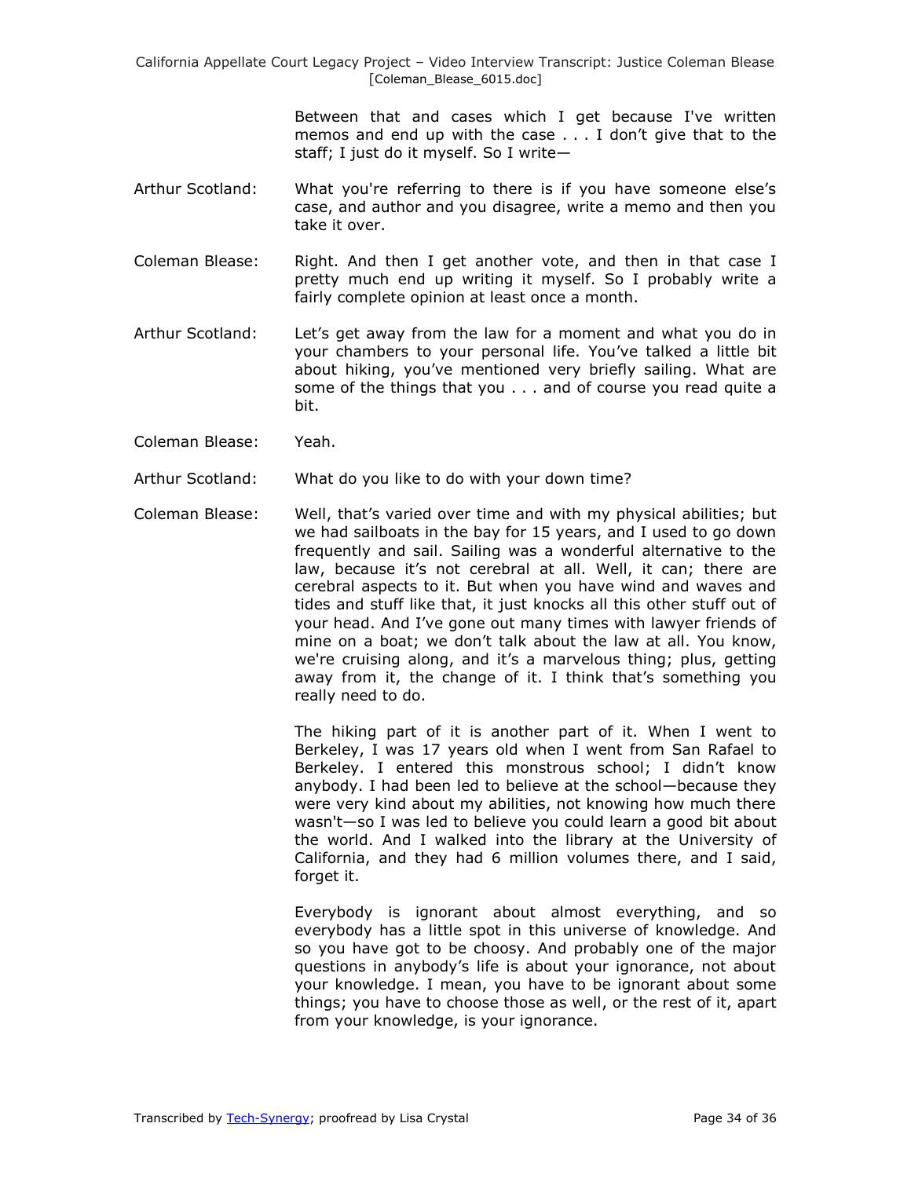Between that and cases which I get because I've written memos and end up with the case . . . I don't give that to the staff; I just do it myself. So I write—

Arthur Scotland: What you're referring to there is if you have someone else's case, and author and you disagree, write a memo and then you take it over.

Coleman Blease: Right. And then I get another vote, and then in that case I pretty much end up writing it myself. So I probably write a fairly complete opinion at least once a month.

Arthur Scotland: Let's get away from the law for a moment and what you do in your chambers to your personal life. You've talked a little bit about hiking, you've mentioned very briefly sailing. What are some of the things that you . . . and of course you read quite a bit.

Coleman Blease: Yeah.

Arthur Scotland: What do you like to do with your down time?

Coleman Blease: Well, that's varied over time and with my physical abilities; but we had sailboats in the bay for 15 years, and I used to go down frequently and sail. Sailing was a wonderful alternative to the law, because it's not cerebral at all. Well, it can; there are cerebral aspects to it. But when you have wind and waves and tides and stuff like that, it just knocks all this other stuff out of your head. And I've gone out many times with lawyer friends of mine on a boat; we don't talk about the law at all. You know, we're cruising along, and it's a marvelous thing; plus, getting away from it, the change of it. I think that's something you really need to do.

The hiking part of it is another part of it. When I went to Berkeley, I was 17 years old when I went from San Rafael to Berkeley. I entered this monstrous school; I didn't know anybody. I had been led to believe at the school—because they were very kind about my abilities, not knowing how much there wasn't—so I was led to believe you could learn a good bit about the world. And I walked into the library at the University of California, and they had 6 million volumes there, and I said, forget it.

Everybody is ignorant about almost everything, and so everybody has a little spot in this universe of knowledge. And so you have got to be choosy. And probably one of the major questions in anybody's life is about your ignorance, not about your knowledge. I mean, you have to be ignorant about some things; you have to choose those as well, or the rest of it, apart from your knowledge, is your ignorance.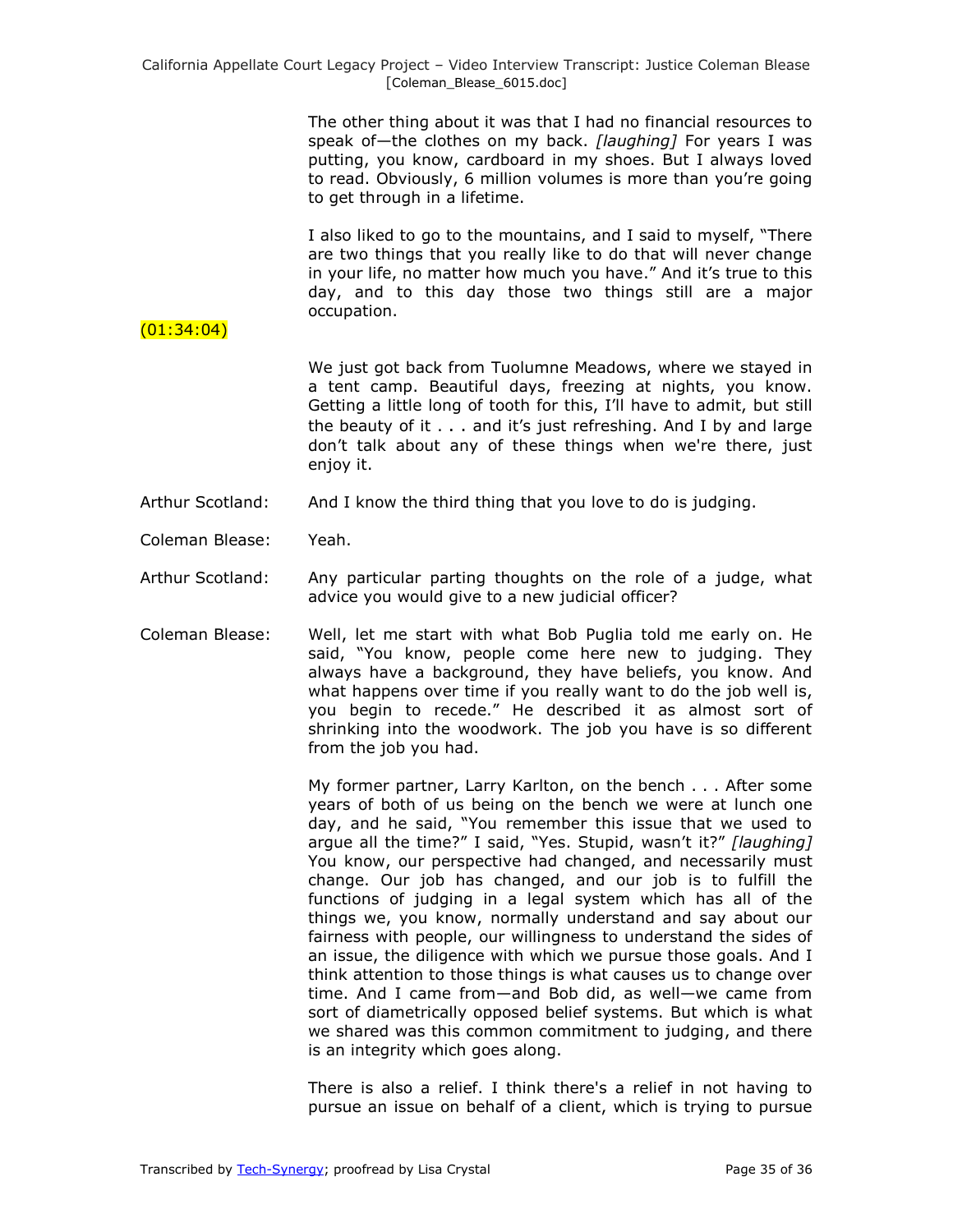The other thing about it was that I had no financial resources to speak of—the clothes on my back. *[laughing]* For years I was putting, you know, cardboard in my shoes. But I always loved to read. Obviously, 6 million volumes is more than you're going to get through in a lifetime.

I also liked to go to the mountains, and I said to myself, "There are two things that you really like to do that will never change in your life, no matter how much you have." And it's true to this day, and to this day those two things still are a major occupation.

(01:34:04)

We just got back from Tuolumne Meadows, where we stayed in a tent camp. Beautiful days, freezing at nights, you know. Getting a little long of tooth for this, I'll have to admit, but still the beauty of it . . . and it's just refreshing. And I by and large don't talk about any of these things when we're there, just enjoy it.

Arthur Scotland: And I know the third thing that you love to do is judging.

Coleman Blease: Yeah.

Arthur Scotland: Any particular parting thoughts on the role of a judge, what advice you would give to a new judicial officer?

Coleman Blease: Well, let me start with what Bob Puglia told me early on. He said, "You know, people come here new to judging. They always have a background, they have beliefs, you know. And what happens over time if you really want to do the job well is, you begin to recede." He described it as almost sort of shrinking into the woodwork. The job you have is so different from the job you had.

My former partner, Larry Karlton, on the bench . . . After some years of both of us being on the bench we were at lunch one day, and he said, "You remember this issue that we used to argue all the time?" I said, "Yes. Stupid, wasn't it?" *[laughing]* You know, our perspective had changed, and necessarily must change. Our job has changed, and our job is to fulfill the functions of judging in a legal system which has all of the things we, you know, normally understand and say about our fairness with people, our willingness to understand the sides of an issue, the diligence with which we pursue those goals. And I think attention to those things is what causes us to change over time. And I came from—and Bob did, as well—we came from sort of diametrically opposed belief systems. But which is what we shared was this common commitment to judging, and there is an integrity which goes along.

There is also a relief. I think there's a relief in not having to pursue an issue on behalf of a client, which is trying to pursue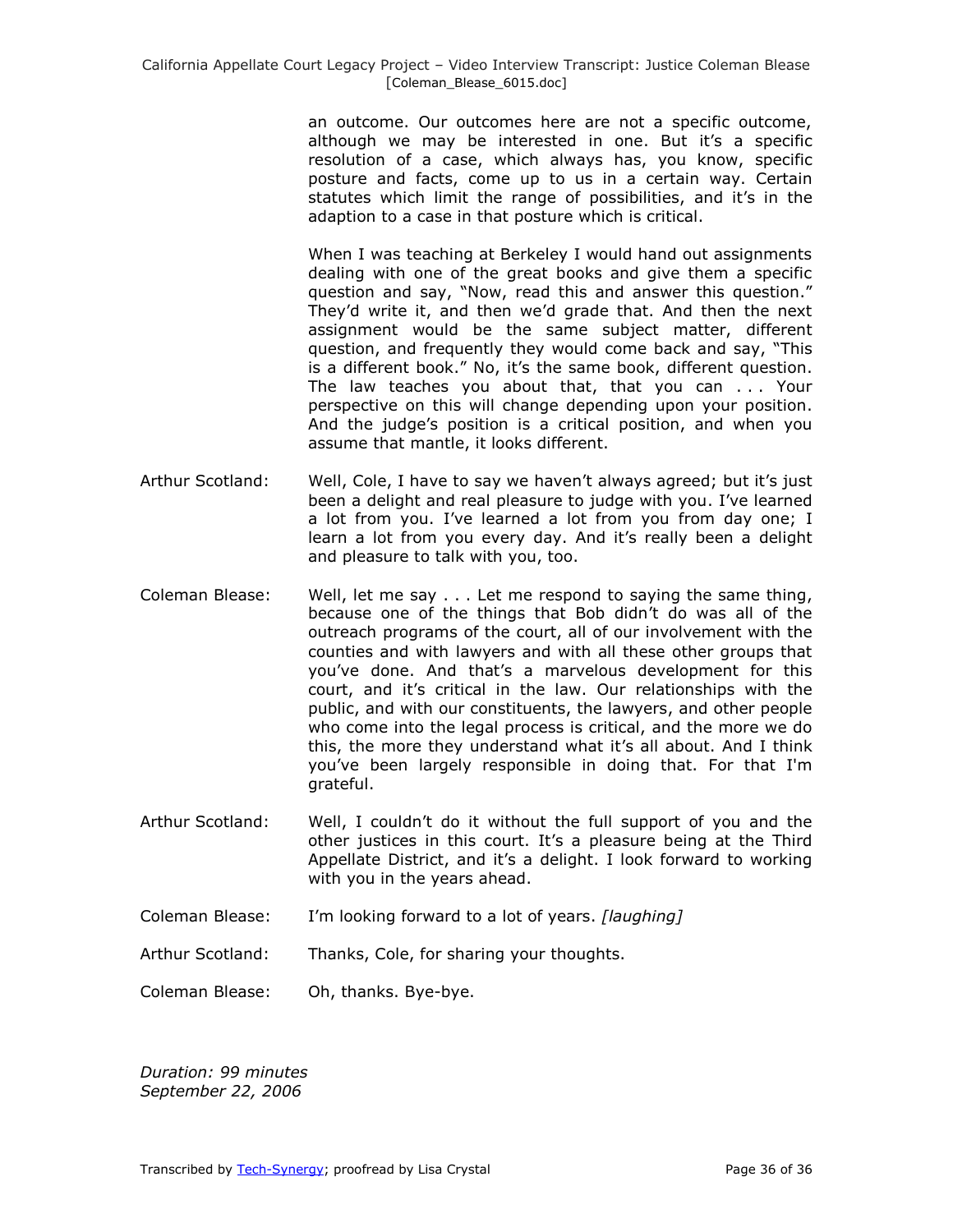an outcome. Our outcomes here are not a specific outcome, although we may be interested in one. But it's a specific resolution of a case, which always has, you know, specific posture and facts, come up to us in a certain way. Certain statutes which limit the range of possibilities, and it's in the adaption to a case in that posture which is critical.

When I was teaching at Berkeley I would hand out assignments dealing with one of the great books and give them a specific question and say, "Now, read this and answer this question." They'd write it, and then we'd grade that. And then the next assignment would be the same subject matter, different question, and frequently they would come back and say, "This is a different book." No, it's the same book, different question. The law teaches you about that, that you can . . . Your perspective on this will change depending upon your position. And the judge's position is a critical position, and when you assume that mantle, it looks different.

Arthur Scotland: Well, Cole, I have to say we haven't always agreed; but it's just been a delight and real pleasure to judge with you. I've learned a lot from you. I've learned a lot from you from day one; I learn a lot from you every day. And it's really been a delight and pleasure to talk with you, too.

Coleman Blease: Well, let me say . . . Let me respond to saying the same thing, because one of the things that Bob didn't do was all of the outreach programs of the court, all of our involvement with the counties and with lawyers and with all these other groups that you've done. And that's a marvelous development for this court, and it's critical in the law. Our relationships with the public, and with our constituents, the lawyers, and other people who come into the legal process is critical, and the more we do this, the more they understand what it's all about. And I think you've been largely responsible in doing that. For that I'm grateful.

Arthur Scotland: Well, I couldn't do it without the full support of you and the other justices in this court. It's a pleasure being at the Third Appellate District, and it's a delight. I look forward to working with you in the years ahead.

Coleman Blease: I'm looking forward to a lot of years. *[laughing]*

Arthur Scotland: Thanks, Cole, for sharing your thoughts.

Coleman Blease: Oh, thanks. Bye-bye.

*Duration: 99 minutes*
*September 22, 2006*

Transcribed by Tech-Synergy; proofread by Lisa Crystal